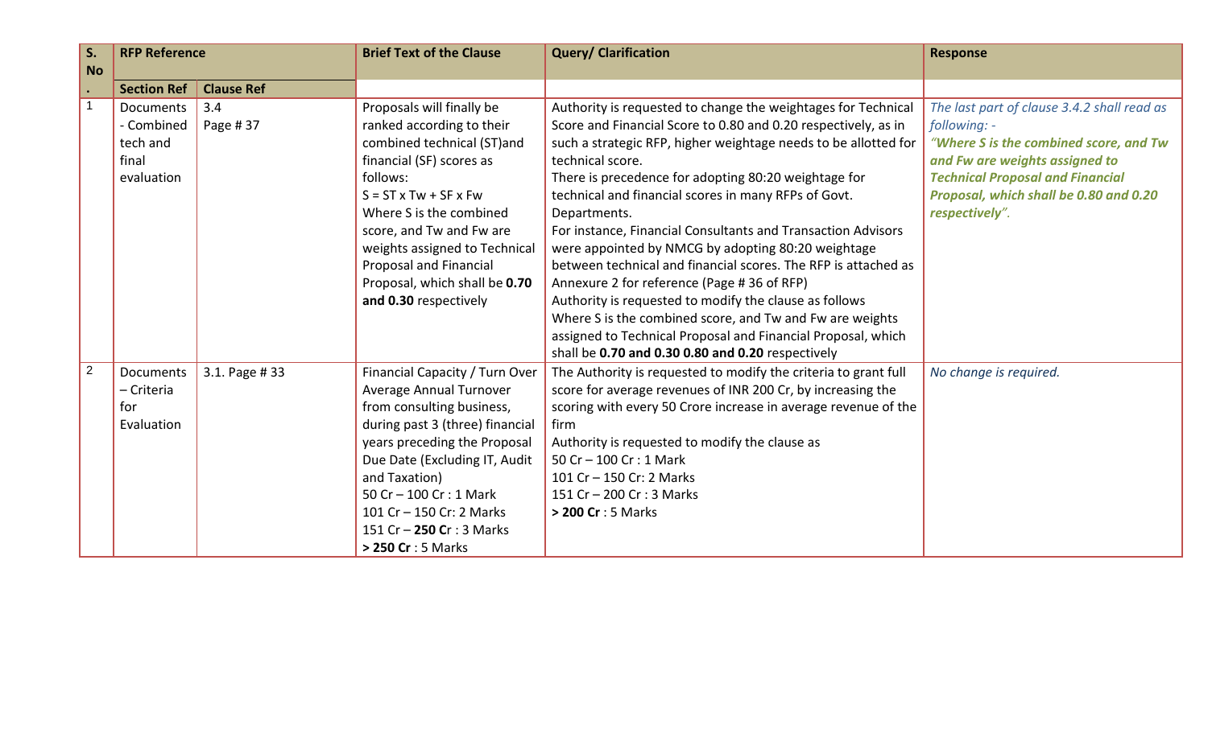| S. No. | RFP Reference | | Brief Text of the Clause | Query/ Clarification | Response |
|---|---|---|---|---|---|
| | Section Ref | Clause Ref | | | |
| 1 | Documents - Combined tech and final evaluation | 3.4<br>Page # 37 | Proposals will finally be ranked according to their combined technical (ST)and financial (SF) scores as follows:<br>S = ST x Tw + SF x Fw<br>Where S is the combined score, and Tw and Fw are weights assigned to Technical Proposal and Financial Proposal, which shall be **0.70 and 0.30** respectively | Authority is requested to change the weightages for Technical Score and Financial Score to 0.80 and 0.20 respectively, as in such a strategic RFP, higher weightage needs to be allotted for technical score.<br>There is precedence for adopting 80:20 weightage for technical and financial scores in many RFPs of Govt. Departments.<br>For instance, Financial Consultants and Transaction Advisors were appointed by NMCG by adopting 80:20 weightage between technical and financial scores. The RFP is attached as Annexure 2 for reference (Page # 36 of RFP)<br>Authority is requested to modify the clause as follows<br>Where S is the combined score, and Tw and Fw are weights assigned to Technical Proposal and Financial Proposal, which shall be **0.70 and 0.30 0.80 and 0.20** respectively | *The last part of clause 3.4.2 shall read as following: -*<br>***"Where S is the combined score, and Tw and Fw are weights assigned to Technical Proposal and Financial Proposal, which shall be 0.80 and 0.20 respectively".*** |
| 2 | Documents – Criteria for Evaluation | 3.1. Page # 33 | Financial Capacity / Turn Over Average Annual Turnover from consulting business, during past 3 (three) financial years preceding the Proposal Due Date (Excluding IT, Audit and Taxation)<br>50 Cr – 100 Cr : 1 Mark<br>101 Cr – 150 Cr: 2 Marks<br>151 Cr – **250 C**r : 3 Marks<br>**> 250 Cr** : 5 Marks | The Authority is requested to modify the criteria to grant full score for average revenues of INR 200 Cr, by increasing the scoring with every 50 Crore increase in average revenue of the firm<br>Authority is requested to modify the clause as<br>50 Cr – 100 Cr : 1 Mark<br>101 Cr – 150 Cr: 2 Marks<br>151 Cr – 200 Cr : 3 Marks<br>**> 200 Cr** : 5 Marks | *No change is required.* |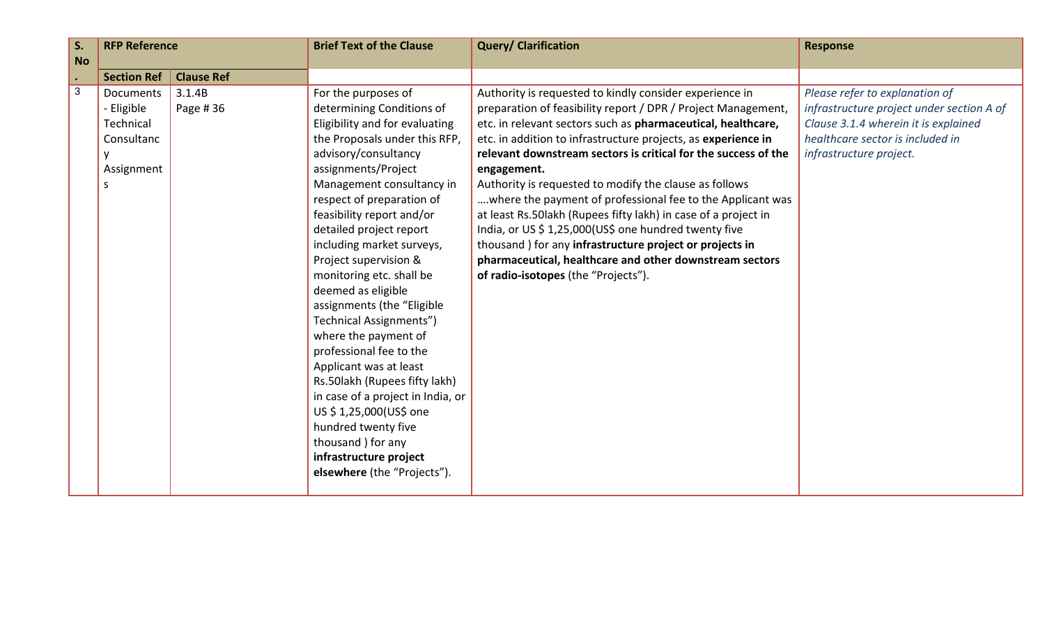| S. No. | RFP Reference | | Brief Text of the Clause | Query/ Clarification | Response |
|---|---|---|---|---|---|
| | Section Ref | Clause Ref | | | |
| 3 | Documents - Eligible Technical Consultancy Assignments | 3.1.4B Page # 36 | For the purposes of determining Conditions of Eligibility and for evaluating the Proposals under this RFP, advisory/consultancy assignments/Project Management consultancy in respect of preparation of feasibility report and/or detailed project report including market surveys, Project supervision & monitoring etc. shall be deemed as eligible assignments (the "Eligible Technical Assignments") where the payment of professional fee to the Applicant was at least Rs.50lakh (Rupees fifty lakh) in case of a project in India, or US $ 1,25,000(US$ one hundred twenty five thousand ) for any **infrastructure project elsewhere** (the "Projects"). | Authority is requested to kindly consider experience in preparation of feasibility report / DPR / Project Management, etc. in relevant sectors such as **pharmaceutical, healthcare,** etc. in addition to infrastructure projects, as **experience in relevant downstream sectors is critical for the success of the engagement.** Authority is requested to modify the clause as follows ….where the payment of professional fee to the Applicant was at least Rs.50lakh (Rupees fifty lakh) in case of a project in India, or US $ 1,25,000(US$ one hundred twenty five thousand ) for any **infrastructure project or projects in pharmaceutical, healthcare and other downstream sectors of radio-isotopes** (the "Projects"). | *Please refer to explanation of infrastructure project under section A of Clause 3.1.4 wherein it is explained healthcare sector is included in infrastructure project.* |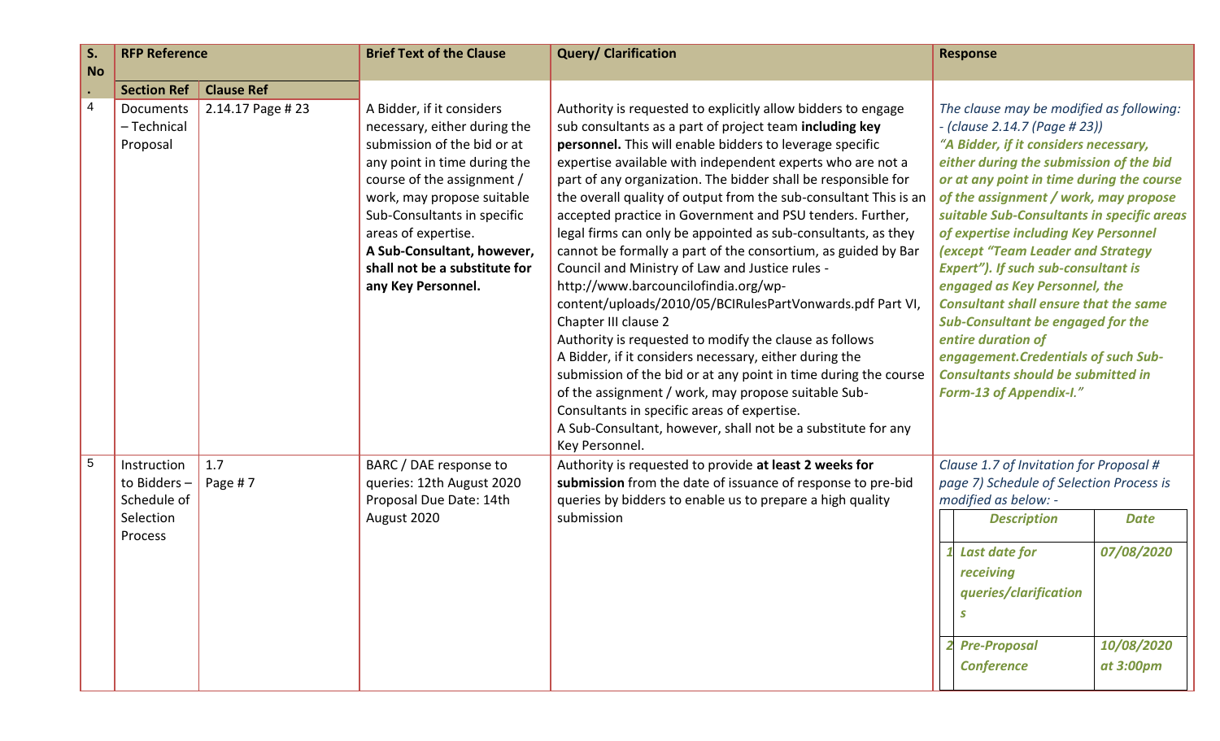| S. No. | RFP Reference | | Brief Text of the Clause | Query/ Clarification | Response |
|---|---|---|---|---|---|
| | Section Ref | Clause Ref | | | |
| 4 | Documents – Technical Proposal | 2.14.17 Page # 23 | A Bidder, if it considers necessary, either during the submission of the bid or at any point in time during the course of the assignment / work, may propose suitable Sub-Consultants in specific areas of expertise. **A Sub-Consultant, however, shall not be a substitute for any Key Personnel.** | Authority is requested to explicitly allow bidders to engage sub consultants as a part of project team **including key personnel.** This will enable bidders to leverage specific expertise available with independent experts who are not a part of any organization. The bidder shall be responsible for the overall quality of output from the sub-consultant This is an accepted practice in Government and PSU tenders. Further, legal firms can only be appointed as sub-consultants, as they cannot be formally a part of the consortium, as guided by Bar Council and Ministry of Law and Justice rules - http://www.barcouncilofindia.org/wp-content/uploads/2010/05/BCIRulesPartVonwards.pdf Part VI, Chapter III clause 2<br>Authority is requested to modify the clause as follows<br>A Bidder, if it considers necessary, either during the submission of the bid or at any point in time during the course of the assignment / work, may propose suitable Sub-Consultants in specific areas of expertise.<br>A Sub-Consultant, however, shall not be a substitute for any Key Personnel. | *The clause may be modified as following: - (clause 2.14.7 (Page # 23))*<br>***"A Bidder, if it considers necessary, either during the submission of the bid or at any point in time during the course of the assignment / work, may propose suitable Sub-Consultants in specific areas of expertise including Key Personnel (except "Team Leader and Strategy Expert"). If such sub-consultant is engaged as Key Personnel, the Consultant shall ensure that the same Sub-Consultant be engaged for the entire duration of engagement.Credentials of such Sub-Consultants should be submitted in Form-13 of Appendix-I."*** |
| 5 | Instruction to Bidders – Schedule of Selection Process | 1.7 Page # 7 | BARC / DAE response to queries: 12th August 2020 Proposal Due Date: 14th August 2020 | Authority is requested to provide **at least 2 weeks for submission** from the date of issuance of response to pre-bid queries by bidders to enable us to prepare a high quality submission | *Clause 1.7 of Invitation for Proposal # page 7) Schedule of Selection Process is modified as below: -*<br><br>***Description — Date***<br>***1. Last date for receiving queries/clarifications — 07/08/2020***<br>***2. Pre-Proposal Conference — 10/08/2020 at 3:00pm*** |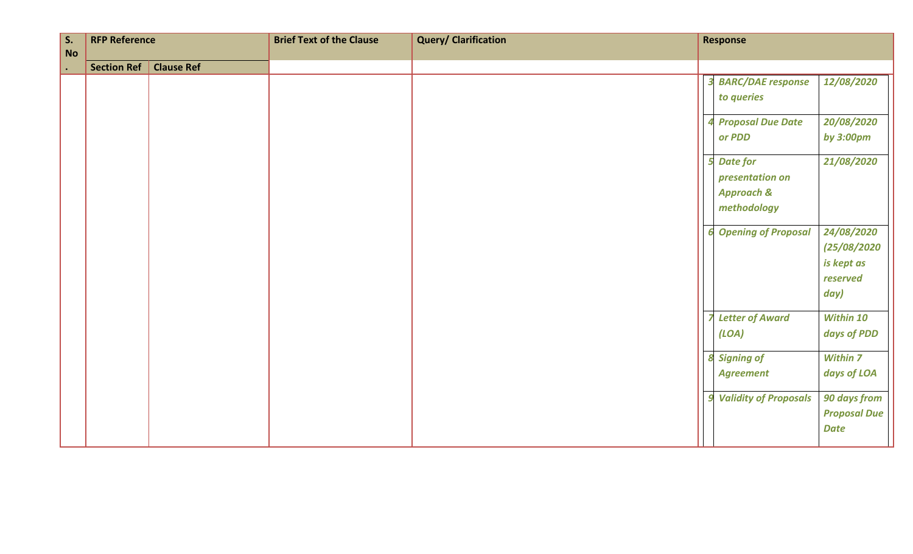| S. No. | RFP Reference | | Brief Text of the Clause | Query/ Clarification | Response |
|---|---|---|---|---|---|
| | Section Ref | Clause Ref | | | |
| | | | | | *3 BARC/DAE response to queries — 12/08/2020*<br>*4 Proposal Due Date or PDD — 20/08/2020 by 3:00pm*<br>*5 Date for presentation on Approach & methodology — 21/08/2020*<br>*6 Opening of Proposal — 24/08/2020 (25/08/2020 is kept as reserved day)*<br>*7 Letter of Award (LOA) — Within 10 days of PDD*<br>*8 Signing of Agreement — Within 7 days of LOA*<br>*9 Validity of Proposals — 90 days from Proposal Due Date* |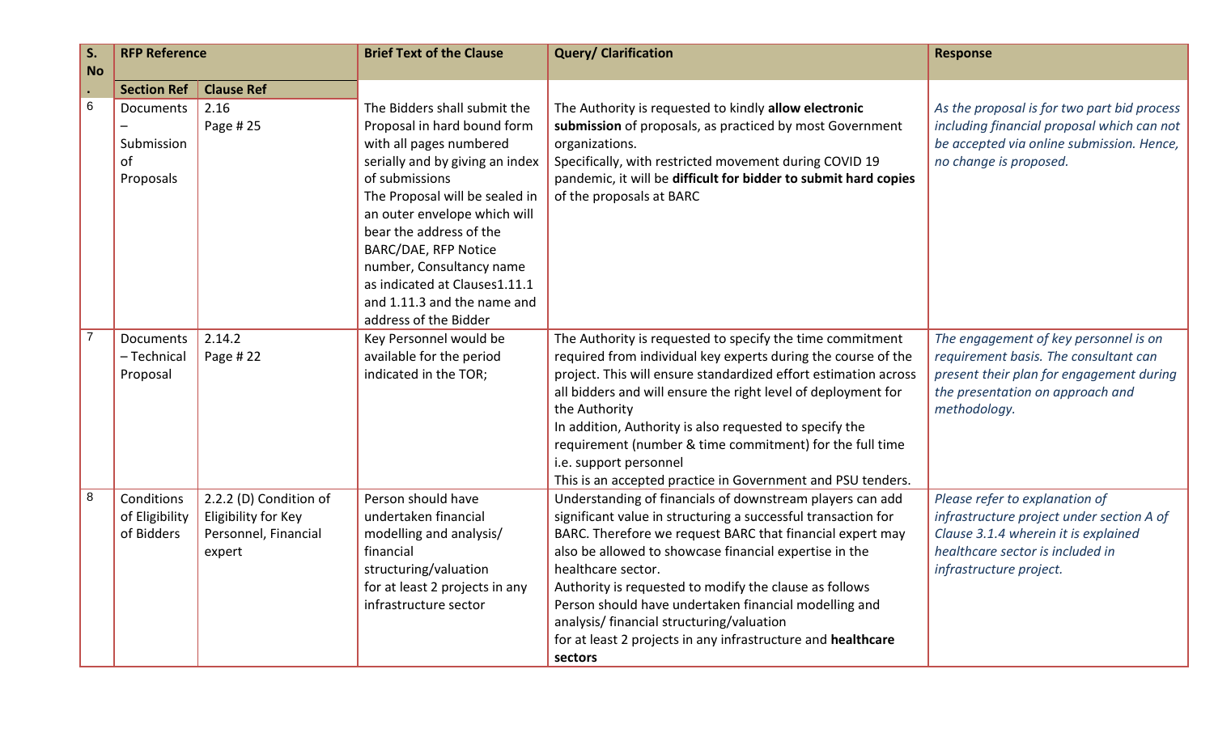| S. No. | RFP Reference | | Brief Text of the Clause | Query/ Clarification | Response |
|---|---|---|---|---|---|
| | **Section Ref** | **Clause Ref** | | | |
| 6 | Documents – Submission of Proposals | 2.16 Page # 25 | The Bidders shall submit the Proposal in hard bound form with all pages numbered serially and by giving an index of submissions<br>The Proposal will be sealed in an outer envelope which will bear the address of the BARC/DAE, RFP Notice number, Consultancy name as indicated at Clauses1.11.1 and 1.11.3 and the name and address of the Bidder | The Authority is requested to kindly **allow electronic submission** of proposals, as practiced by most Government organizations.<br>Specifically, with restricted movement during COVID 19 pandemic, it will be **difficult for bidder to submit hard copies** of the proposals at BARC | *As the proposal is for two part bid process including financial proposal which can not be accepted via online submission. Hence, no change is proposed.* |
| 7 | Documents – Technical Proposal | 2.14.2 Page # 22 | Key Personnel would be available for the period indicated in the TOR; | The Authority is requested to specify the time commitment required from individual key experts during the course of the project. This will ensure standardized effort estimation across all bidders and will ensure the right level of deployment for the Authority<br>In addition, Authority is also requested to specify the requirement (number & time commitment) for the full time i.e. support personnel<br>This is an accepted practice in Government and PSU tenders. | *The engagement of key personnel is on requirement basis. The consultant can present their plan for engagement during the presentation on approach and methodology.* |
| 8 | Conditions of Eligibility of Bidders | 2.2.2 (D) Condition of Eligibility for Key Personnel, Financial expert | Person should have undertaken financial modelling and analysis/ financial structuring/valuation for at least 2 projects in any infrastructure sector | Understanding of financials of downstream players can add significant value in structuring a successful transaction for BARC. Therefore we request BARC that financial expert may also be allowed to showcase financial expertise in the healthcare sector.<br>Authority is requested to modify the clause as follows<br>Person should have undertaken financial modelling and analysis/ financial structuring/valuation for at least 2 projects in any infrastructure and **healthcare sectors** | *Please refer to explanation of infrastructure project under section A of Clause 3.1.4 wherein it is explained healthcare sector is included in infrastructure project.* |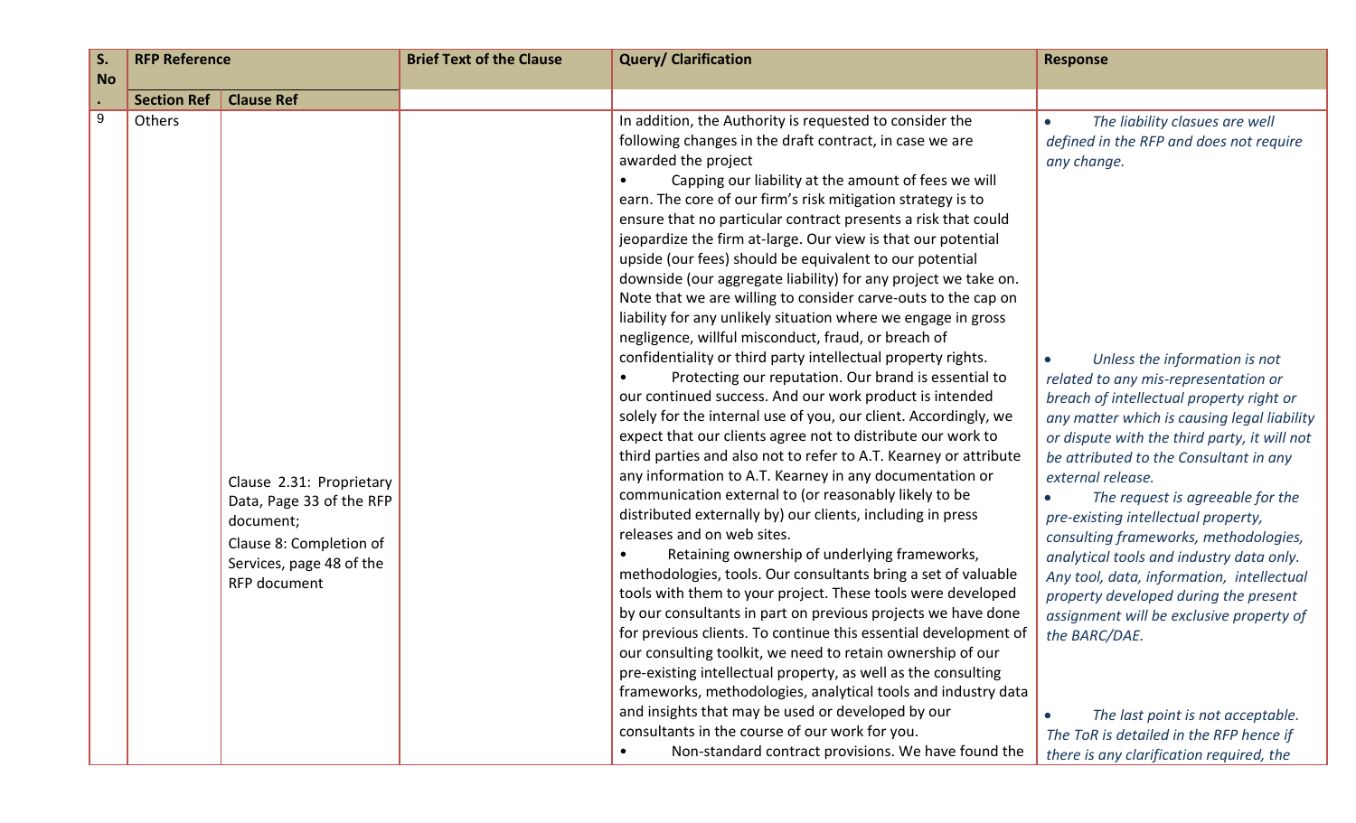| S. No. | RFP Reference | | Brief Text of the Clause | Query/ Clarification | Response |
|---|---|---|---|---|---|
| | Section Ref | Clause Ref | | | |
| 9 | Others | Clause 2.31: Proprietary Data, Page 33 of the RFP document;<br>Clause 8: Completion of Services, page 48 of the RFP document | | In addition, the Authority is requested to consider the following changes in the draft contract, in case we are awarded the project<br>• Capping our liability at the amount of fees we will earn. The core of our firm's risk mitigation strategy is to ensure that no particular contract presents a risk that could jeopardize the firm at-large. Our view is that our potential upside (our fees) should be equivalent to our potential downside (our aggregate liability) for any project we take on. Note that we are willing to consider carve-outs to the cap on liability for any unlikely situation where we engage in gross negligence, willful misconduct, fraud, or breach of confidentiality or third party intellectual property rights.<br>• Protecting our reputation. Our brand is essential to our continued success. And our work product is intended solely for the internal use of you, our client. Accordingly, we expect that our clients agree not to distribute our work to third parties and also not to refer to A.T. Kearney or attribute any information to A.T. Kearney in any documentation or communication external to (or reasonably likely to be distributed externally by) our clients, including in press releases and on web sites.<br>• Retaining ownership of underlying frameworks, methodologies, tools. Our consultants bring a set of valuable tools with them to your project. These tools were developed by our consultants in part on previous projects we have done for previous clients. To continue this essential development of our consulting toolkit, we need to retain ownership of our pre-existing intellectual property, as well as the consulting frameworks, methodologies, analytical tools and industry data and insights that may be used or developed by our consultants in the course of our work for you.<br>• Non-standard contract provisions. We have found the | • *The liability clasues are well defined in the RFP and does not require any change.*<br>• *Unless the information is not related to any mis-representation or breach of intellectual property right or any matter which is causing legal liability or dispute with the third party, it will not be attributed to the Consultant in any external release.*<br>• *The request is agreeable for the pre-existing intellectual property, consulting frameworks, methodologies, analytical tools and industry data only. Any tool, data, information, intellectual property developed during the present assignment will be exclusive property of the BARC/DAE.*<br>• *The last point is not acceptable. The ToR is detailed in the RFP hence if there is any clarification required, the* |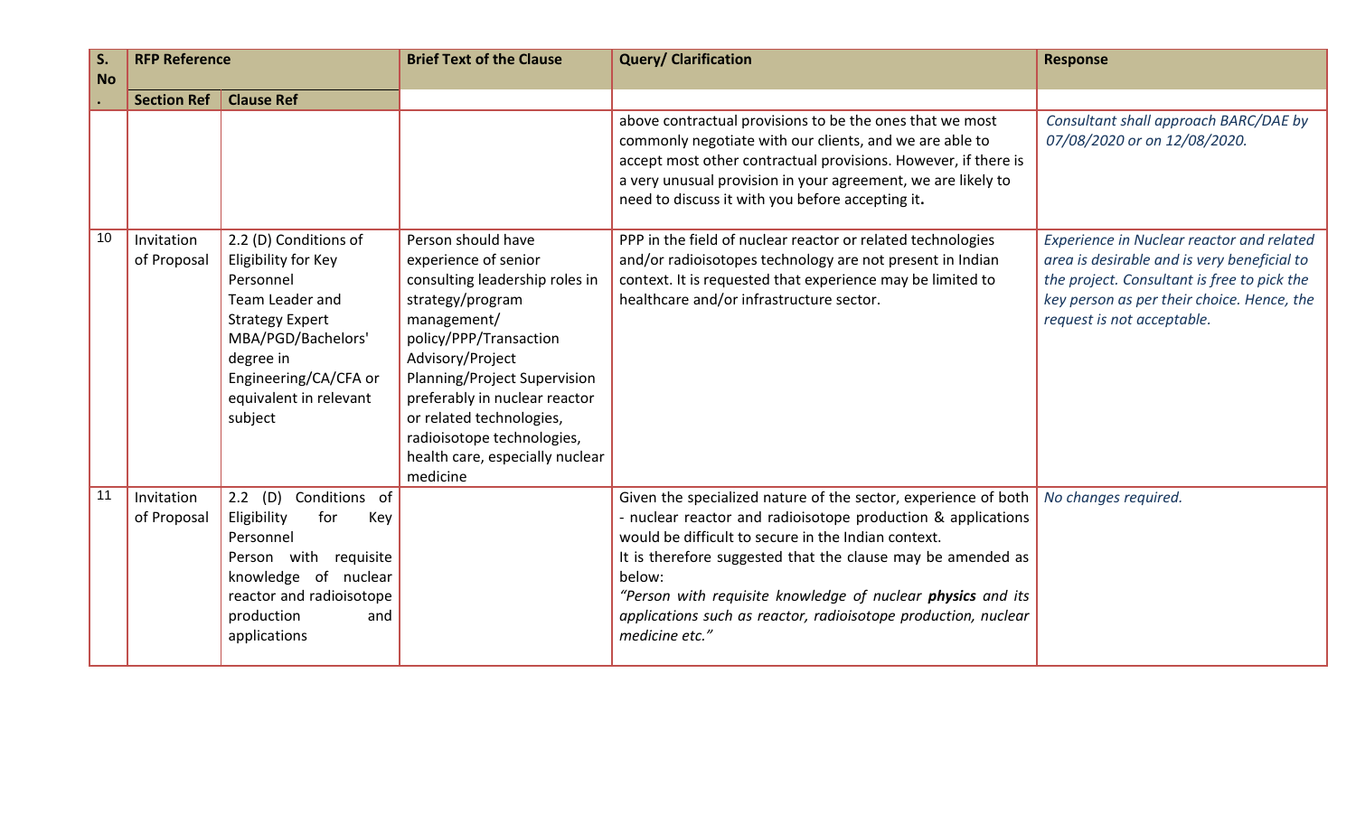| S. No. | RFP Reference | | Brief Text of the Clause | Query/ Clarification | Response |
|---|---|---|---|---|---|
| | Section Ref | Clause Ref | | | |
| | | | | above contractual provisions to be the ones that we most commonly negotiate with our clients, and we are able to accept most other contractual provisions. However, if there is a very unusual provision in your agreement, we are likely to need to discuss it with you before accepting it**.** | *Consultant shall approach BARC/DAE by 07/08/2020 or on 12/08/2020.* |
| 10 | Invitation of Proposal | 2.2 (D) Conditions of Eligibility for Key Personnel Team Leader and Strategy Expert MBA/PGD/Bachelors' degree in Engineering/CA/CFA or equivalent in relevant subject | Person should have experience of senior consulting leadership roles in strategy/program management/ policy/PPP/Transaction Advisory/Project Planning/Project Supervision preferably in nuclear reactor or related technologies, radioisotope technologies, health care, especially nuclear medicine | PPP in the field of nuclear reactor or related technologies and/or radioisotopes technology are not present in Indian context. It is requested that experience may be limited to healthcare and/or infrastructure sector. | *Experience in Nuclear reactor and related area is desirable and is very beneficial to the project. Consultant is free to pick the key person as per their choice. Hence, the request is not acceptable.* |
| 11 | Invitation of Proposal | 2.2 (D) Conditions of Eligibility for Key Personnel Person with requisite knowledge of nuclear reactor and radioisotope production and applications | | Given the specialized nature of the sector, experience of both - nuclear reactor and radioisotope production & applications would be difficult to secure in the Indian context. It is therefore suggested that the clause may be amended as below: *"Person with requisite knowledge of nuclear **physics** and its applications such as reactor, radioisotope production, nuclear medicine etc."* | *No changes required.* |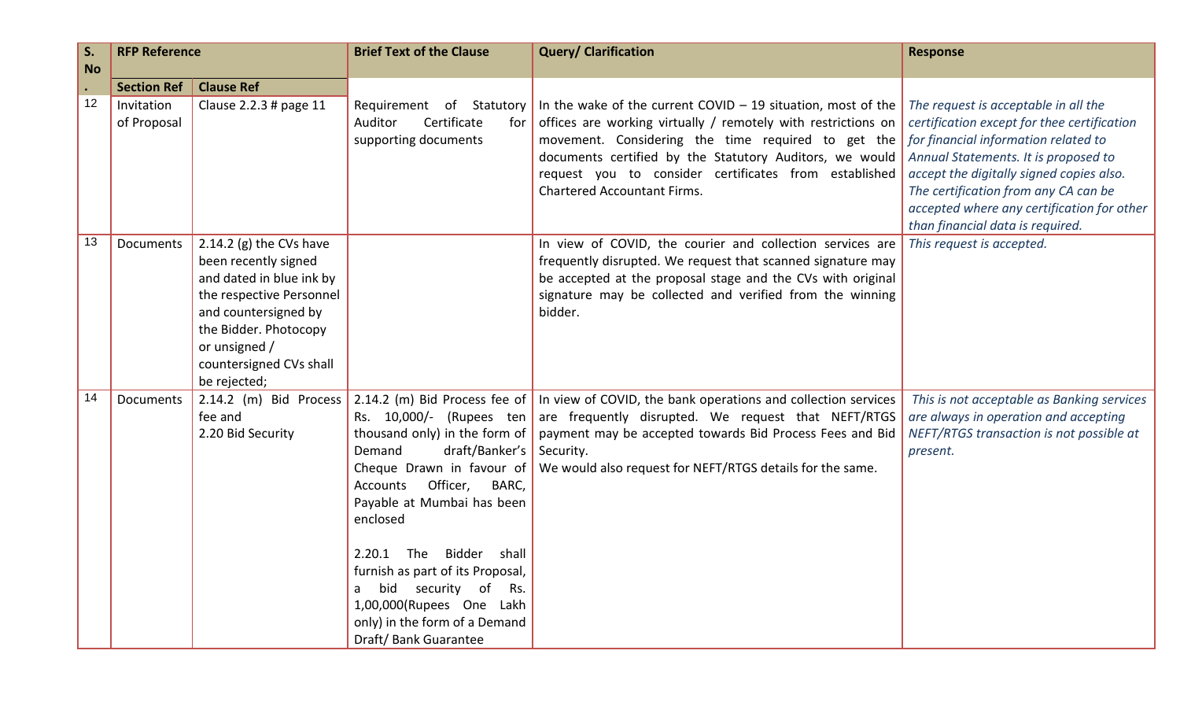| S. No. | RFP Reference | | Brief Text of the Clause | Query/ Clarification | Response |
|---|---|---|---|---|---|
| | Section Ref | Clause Ref | | | |
| 12 | Invitation of Proposal | Clause 2.2.3 # page 11 | Requirement of Statutory Auditor Certificate for supporting documents | In the wake of the current COVID – 19 situation, most of the offices are working virtually / remotely with restrictions on movement. Considering the time required to get the documents certified by the Statutory Auditors, we would request you to consider certificates from established Chartered Accountant Firms. | *The request is acceptable in all the certification except for thee certification for financial information related to Annual Statements. It is proposed to accept the digitally signed copies also. The certification from any CA can be accepted where any certification for other than financial data is required.* |
| 13 | Documents | 2.14.2 (g) the CVs have been recently signed and dated in blue ink by the respective Personnel and countersigned by the Bidder. Photocopy or unsigned / countersigned CVs shall be rejected; | | In view of COVID, the courier and collection services are frequently disrupted. We request that scanned signature may be accepted at the proposal stage and the CVs with original signature may be collected and verified from the winning bidder. | *This request is accepted.* |
| 14 | Documents | 2.14.2 (m) Bid Process fee and 2.20 Bid Security | 2.14.2 (m) Bid Process fee of Rs. 10,000/- (Rupees ten thousand only) in the form of Demand draft/Banker's Cheque Drawn in favour of Accounts Officer, BARC, Payable at Mumbai has been enclosed<br><br>2.20.1 The Bidder shall furnish as part of its Proposal, a bid security of Rs. 1,00,000(Rupees One Lakh only) in the form of a Demand Draft/ Bank Guarantee | In view of COVID, the bank operations and collection services are frequently disrupted. We request that NEFT/RTGS payment may be accepted towards Bid Process Fees and Bid Security.<br>We would also request for NEFT/RTGS details for the same. | *This is not acceptable as Banking services are always in operation and accepting NEFT/RTGS transaction is not possible at present.* |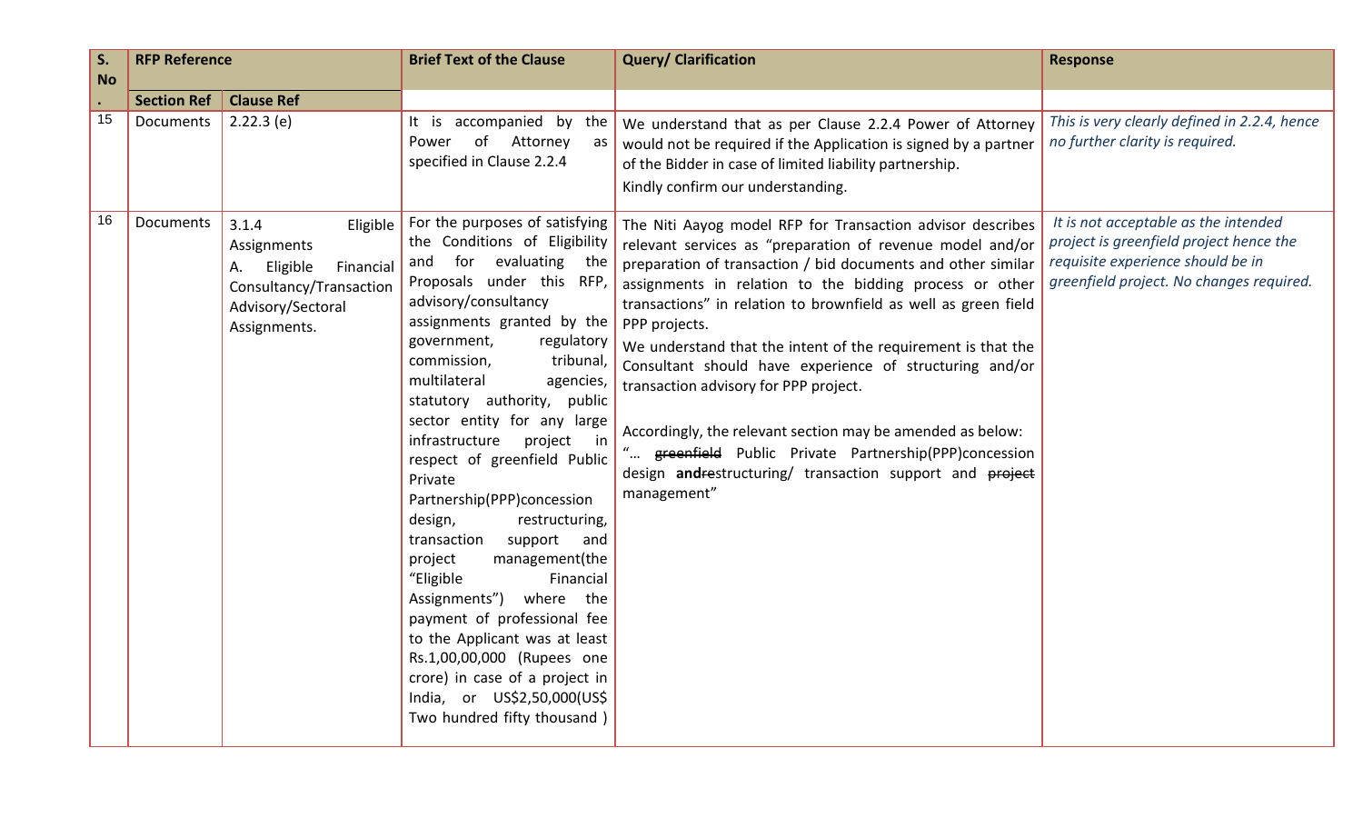| S. No. | RFP Reference | | Brief Text of the Clause | Query/ Clarification | Response |
|---|---|---|---|---|---|
| | Section Ref | Clause Ref | | | |
| 15 | Documents | 2.22.3 (e) | It is accompanied by the Power of Attorney as specified in Clause 2.2.4 | We understand that as per Clause 2.2.4 Power of Attorney would not be required if the Application is signed by a partner of the Bidder in case of limited liability partnership.<br>Kindly confirm our understanding. | *This is very clearly defined in 2.2.4, hence no further clarity is required.* |
| 16 | Documents | 3.1.4 Eligible Assignments<br>A. Eligible Financial Consultancy/Transaction Advisory/Sectoral Assignments. | For the purposes of satisfying the Conditions of Eligibility and for evaluating the Proposals under this RFP, advisory/consultancy assignments granted by the government, regulatory commission, tribunal, multilateral agencies, statutory authority, public sector entity for any large infrastructure project in respect of greenfield Public Private Partnership(PPP)concession design, restructuring, transaction support and project management(the "Eligible Financial Assignments") where the payment of professional fee to the Applicant was at least Rs.1,00,00,000 (Rupees one crore) in case of a project in India, or US$2,50,000(US$ Two hundred fifty thousand ) | The Niti Aayog model RFP for Transaction advisor describes relevant services as "preparation of revenue model and/or preparation of transaction / bid documents and other similar assignments in relation to the bidding process or other transactions" in relation to brownfield as well as green field PPP projects.<br>We understand that the intent of the requirement is that the Consultant should have experience of structuring and/or transaction advisory for PPP project.<br><br>Accordingly, the relevant section may be amended as below:<br>"… ~~greenfield~~ Public Private Partnership(PPP)concession design **and**~~re~~structuring/ transaction support and ~~project~~ management" | *It is not acceptable as the intended project is greenfield project hence the requisite experience should be in greenfield project. No changes required.* |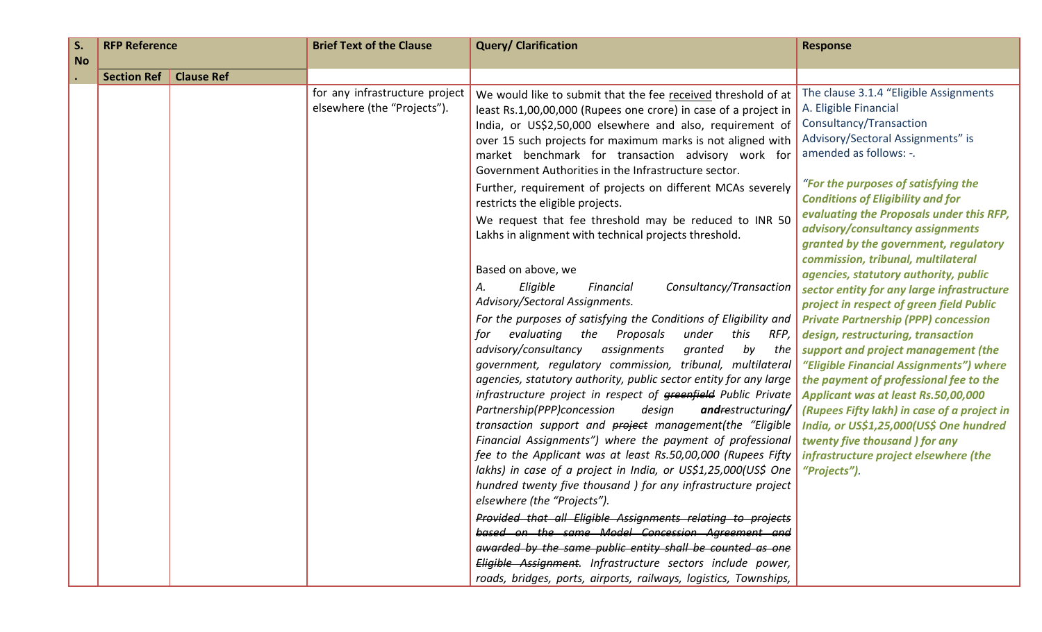| S. No. | RFP Reference | | Brief Text of the Clause | Query/ Clarification | Response |
|---|---|---|---|---|---|
| | Section Ref | Clause Ref | | | |
| | | | for any infrastructure project elsewhere (the "Projects"). | We would like to submit that the fee received threshold of at least Rs.1,00,00,000 (Rupees one crore) in case of a project in India, or US$2,50,000 elsewhere and also, requirement of over 15 such projects for maximum marks is not aligned with market benchmark for transaction advisory work for Government Authorities in the Infrastructure sector.<br>Further, requirement of projects on different MCAs severely restricts the eligible projects.<br>We request that fee threshold may be reduced to INR 50 Lakhs in alignment with technical projects threshold.<br><br>Based on above, we<br>*A. Eligible Financial Consultancy/Transaction Advisory/Sectoral Assignments.*<br>*For the purposes of satisfying the Conditions of Eligibility and for evaluating the Proposals under this RFP, advisory/consultancy assignments granted by the government, regulatory commission, tribunal, multilateral agencies, statutory authority, public sector entity for any large infrastructure project in respect of ~~greenfield~~ Public Private Partnership(PPP)concession design* ***and****~~re~~structuring**/** transaction support and ~~project~~ management(the "Eligible Financial Assignments") where the payment of professional fee to the Applicant was at least Rs.50,00,000 (Rupees Fifty lakhs) in case of a project in India, or US$1,25,000(US$ One hundred twenty five thousand ) for any infrastructure project elsewhere (the "Projects").*<br>*~~Provided that all Eligible Assignments relating to projects based on the same Model Concession Agreement and awarded by the same public entity shall be counted as one Eligible Assignment~~. Infrastructure sectors include power, roads, bridges, ports, airports, railways, logistics, Townships,* | The clause 3.1.4 "Eligible Assignments A. Eligible Financial Consultancy/Transaction Advisory/Sectoral Assignments" is amended as follows: -.<br><br>***"For the purposes of satisfying the Conditions of Eligibility and for evaluating the Proposals under this RFP, advisory/consultancy assignments granted by the government, regulatory commission, tribunal, multilateral agencies, statutory authority, public sector entity for any large infrastructure project in respect of green field Public Private Partnership (PPP) concession design, restructuring, transaction support and project management (the "Eligible Financial Assignments") where the payment of professional fee to the Applicant was at least Rs.50,00,000 (Rupees Fifty lakh) in case of a project in India, or US$1,25,000(US$ One hundred twenty five thousand ) for any infrastructure project elsewhere (the "Projects").*** |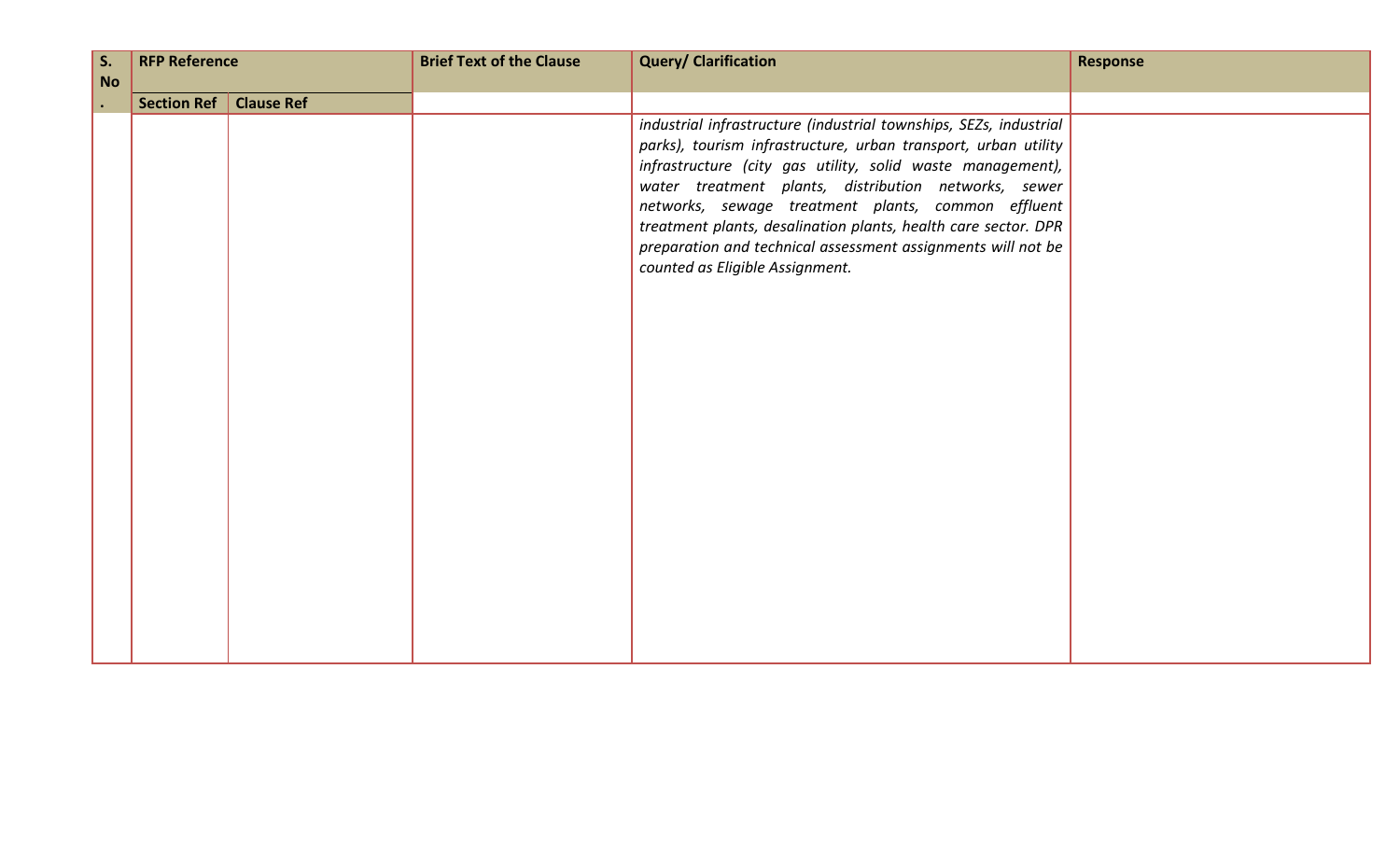| S. No. | RFP Reference | | Brief Text of the Clause | Query/ Clarification | Response |
|---|---|---|---|---|---|
| | Section Ref | Clause Ref | | | |
| | | | | *industrial infrastructure (industrial townships, SEZs, industrial parks), tourism infrastructure, urban transport, urban utility infrastructure (city gas utility, solid waste management), water treatment plants, distribution networks, sewer networks, sewage treatment plants, common effluent treatment plants, desalination plants, health care sector. DPR preparation and technical assessment assignments will not be counted as Eligible Assignment.* | |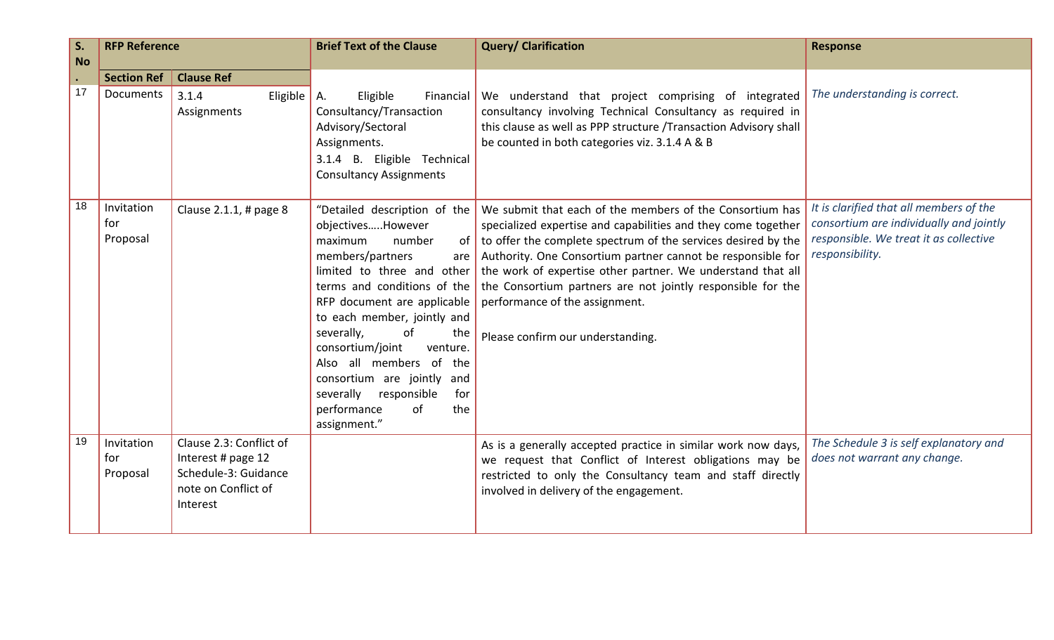| S. No. | RFP Reference | | Brief Text of the Clause | Query/ Clarification | Response |
|---|---|---|---|---|---|
| | Section Ref | Clause Ref | | | |
| 17 | Documents | 3.1.4 Eligible Assignments | A. Eligible Financial Consultancy/Transaction Advisory/Sectoral Assignments.<br>3.1.4 B. Eligible Technical Consultancy Assignments | We understand that project comprising of integrated consultancy involving Technical Consultancy as required in this clause as well as PPP structure /Transaction Advisory shall be counted in both categories viz. 3.1.4 A & B | *The understanding is correct.* |
| 18 | Invitation for Proposal | Clause 2.1.1, # page 8 | "Detailed description of the objectives…..However maximum number of members/partners are limited to three and other terms and conditions of the RFP document are applicable to each member, jointly and severally, of the consortium/joint venture. Also all members of the consortium are jointly and severally responsible for performance of the assignment." | We submit that each of the members of the Consortium has specialized expertise and capabilities and they come together to offer the complete spectrum of the services desired by the Authority. One Consortium partner cannot be responsible for the work of expertise other partner. We understand that all the Consortium partners are not jointly responsible for the performance of the assignment.<br><br>Please confirm our understanding. | *It is clarified that all members of the consortium are individually and jointly responsible. We treat it as collective responsibility.* |
| 19 | Invitation for Proposal | Clause 2.3: Conflict of Interest # page 12 Schedule-3: Guidance note on Conflict of Interest | | As is a generally accepted practice in similar work now days, we request that Conflict of Interest obligations may be restricted to only the Consultancy team and staff directly involved in delivery of the engagement. | *The Schedule 3 is self explanatory and does not warrant any change.* |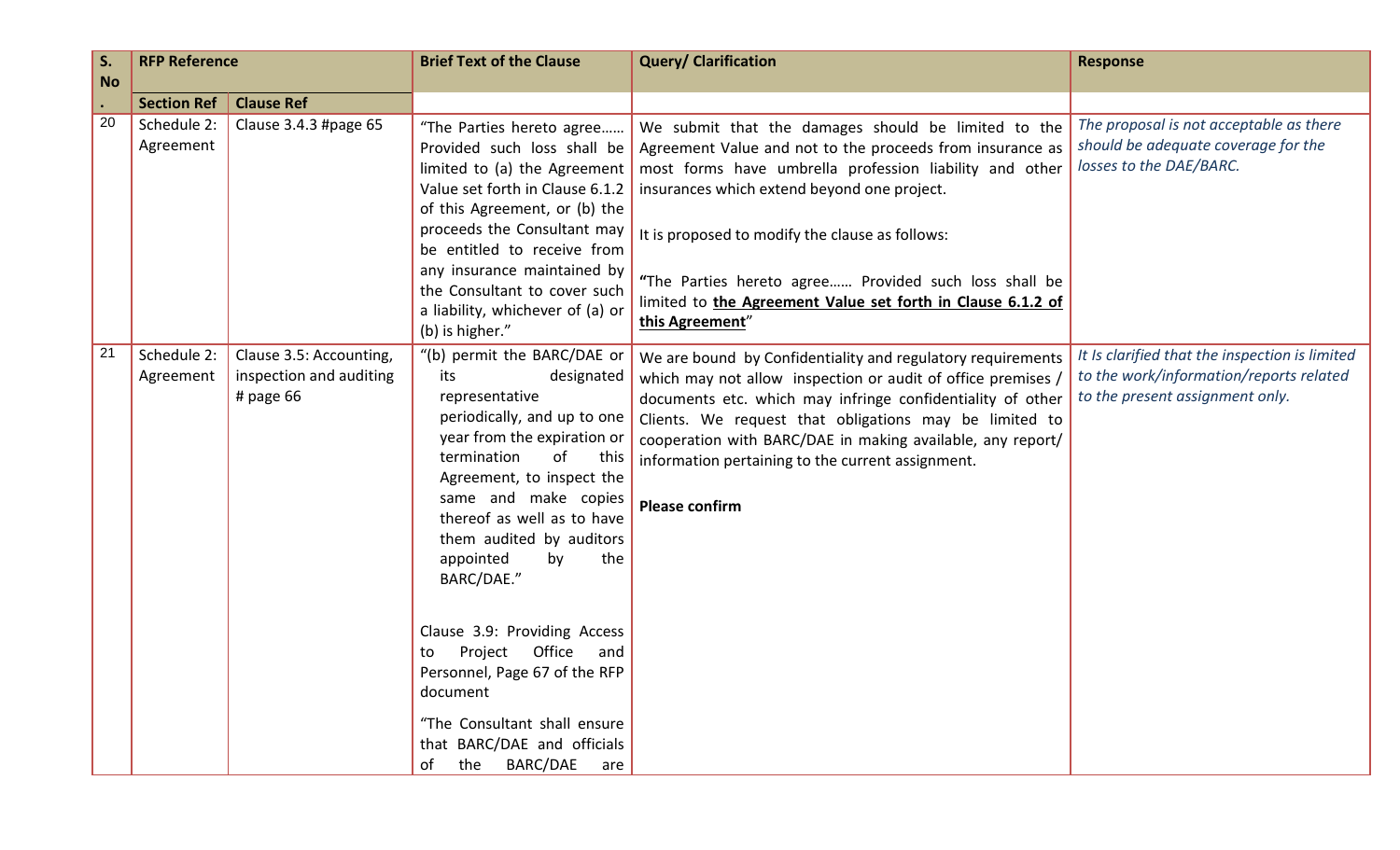| S. No. | RFP Reference | | Brief Text of the Clause | Query/ Clarification | Response |
|---|---|---|---|---|---|
| | Section Ref | Clause Ref | | | |
| 20 | Schedule 2: Agreement | Clause 3.4.3 #page 65 | "The Parties hereto agree…… Provided such loss shall be limited to (a) the Agreement Value set forth in Clause 6.1.2 of this Agreement, or (b) the proceeds the Consultant may be entitled to receive from any insurance maintained by the Consultant to cover such a liability, whichever of (a) or (b) is higher." | We submit that the damages should be limited to the Agreement Value and not to the proceeds from insurance as most forms have umbrella profession liability and other insurances which extend beyond one project.<br><br>It is proposed to modify the clause as follows:<br><br>**"**The Parties hereto agree…… Provided such loss shall be limited to **the Agreement Value set forth in Clause 6.1.2 of this Agreement**" | *The proposal is not acceptable as there should be adequate coverage for the losses to the DAE/BARC.* |
| 21 | Schedule 2: Agreement | Clause 3.5: Accounting, inspection and auditing # page 66 | "(b) permit the BARC/DAE or its designated representative periodically, and up to one year from the expiration or termination of this Agreement, to inspect the same and make copies thereof as well as to have them audited by auditors appointed by the BARC/DAE."<br><br>Clause 3.9: Providing Access to Project Office and Personnel, Page 67 of the RFP document<br><br>"The Consultant shall ensure that BARC/DAE and officials of the BARC/DAE are | We are bound by Confidentiality and regulatory requirements which may not allow inspection or audit of office premises / documents etc. which may infringe confidentiality of other Clients. We request that obligations may be limited to cooperation with BARC/DAE in making available, any report/ information pertaining to the current assignment.<br><br>**Please confirm** | *It Is clarified that the inspection is limited to the work/information/reports related to the present assignment only.* |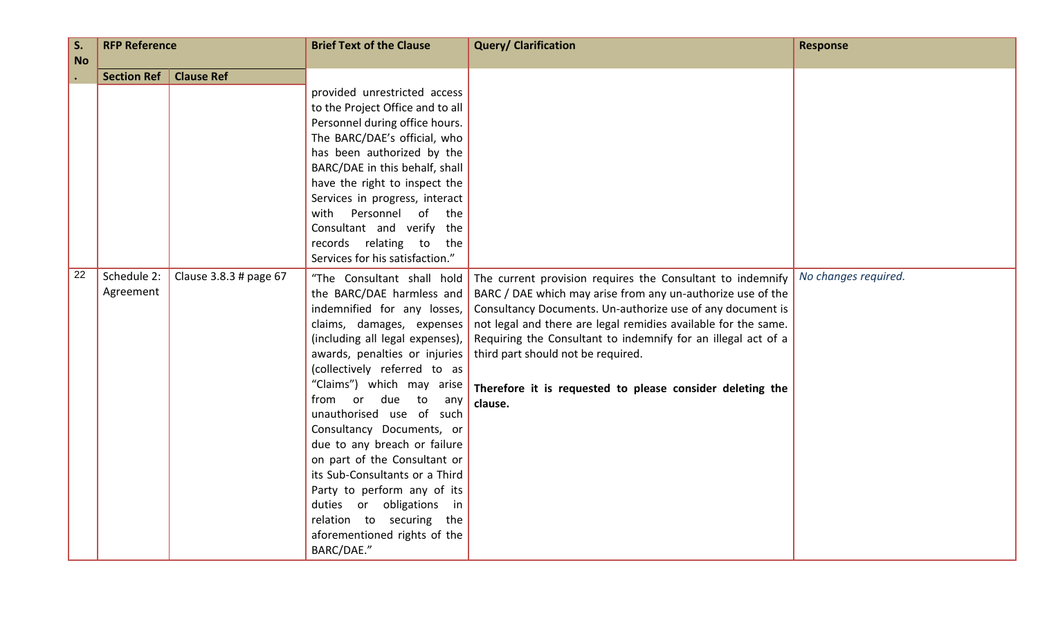| S. No. | RFP Reference | | Brief Text of the Clause | Query/ Clarification | Response |
|---|---|---|---|---|---|
| | Section Ref | Clause Ref | | | |
| | | | provided unrestricted access to the Project Office and to all Personnel during office hours. The BARC/DAE's official, who has been authorized by the BARC/DAE in this behalf, shall have the right to inspect the Services in progress, interact with Personnel of the Consultant and verify the records relating to the Services for his satisfaction." | | |
| 22 | Schedule 2: Agreement | Clause 3.8.3 # page 67 | "The Consultant shall hold the BARC/DAE harmless and indemnified for any losses, claims, damages, expenses (including all legal expenses), awards, penalties or injuries (collectively referred to as "Claims") which may arise from or due to any unauthorised use of such Consultancy Documents, or due to any breach or failure on part of the Consultant or its Sub-Consultants or a Third Party to perform any of its duties or obligations in relation to securing the aforementioned rights of the BARC/DAE." | The current provision requires the Consultant to indemnify BARC / DAE which may arise from any un-authorize use of the Consultancy Documents. Un-authorize use of any document is not legal and there are legal remidies available for the same. Requiring the Consultant to indemnify for an illegal act of a third part should not be required.<br><br>**Therefore it is requested to please consider deleting the clause.** | *No changes required.* |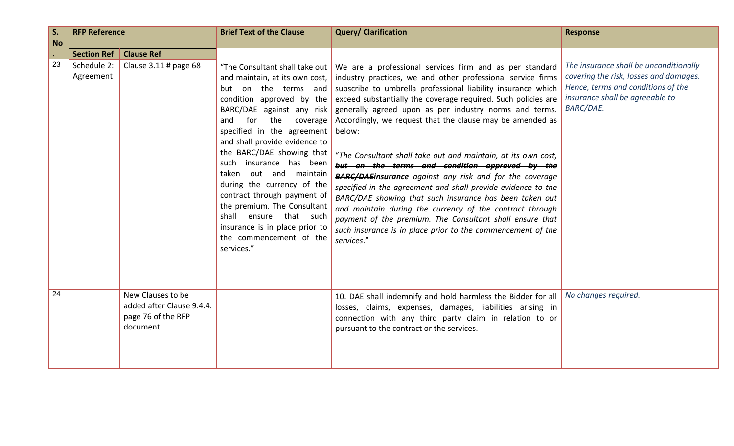| S. No. | RFP Reference | | Brief Text of the Clause | Query/ Clarification | Response |
|---|---|---|---|---|---|
| | Section Ref | Clause Ref | | | |
| 23 | Schedule 2: Agreement | Clause 3.11 # page 68 | "The Consultant shall take out and maintain, at its own cost, but on the terms and condition approved by the BARC/DAE against any risk and for the coverage specified in the agreement and shall provide evidence to the BARC/DAE showing that such insurance has been taken out and maintain during the currency of the contract through payment of the premium. The Consultant shall ensure that such insurance is in place prior to the commencement of the services." | We are a professional services firm and as per standard industry practices, we and other professional service firms subscribe to umbrella professional liability insurance which exceed substantially the coverage required. Such policies are generally agreed upon as per industry norms and terms. Accordingly, we request that the clause may be amended as below:<br><br>*"The Consultant shall take out and maintain, at its own cost,* ***~~but on the terms and condition approved by the BARC/DAE~~*** ***insurance*** *against any risk and for the coverage specified in the agreement and shall provide evidence to the BARC/DAE showing that such insurance has been taken out and maintain during the currency of the contract through payment of the premium. The Consultant shall ensure that such insurance is in place prior to the commencement of the services."* | *The insurance shall be unconditionally covering the risk, losses and damages. Hence, terms and conditions of the insurance shall be agreeable to BARC/DAE.* |
| 24 | | New Clauses to be added after Clause 9.4.4. page 76 of the RFP document | | 10. DAE shall indemnify and hold harmless the Bidder for all losses, claims, expenses, damages, liabilities arising in connection with any third party claim in relation to or pursuant to the contract or the services. | *No changes required.* |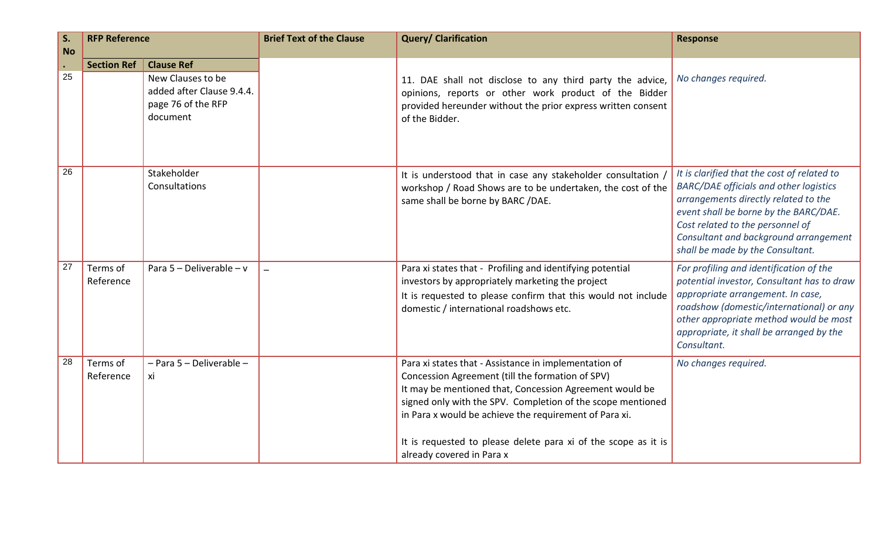| S. No. | RFP Reference | | Brief Text of the Clause | Query/ Clarification | Response |
|---|---|---|---|---|---|
| | Section Ref | Clause Ref | | | |
| 25 | | New Clauses to be added after Clause 9.4.4. page 76 of the RFP document | | 11. DAE shall not disclose to any third party the advice, opinions, reports or other work product of the Bidder provided hereunder without the prior express written consent of the Bidder. | *No changes required.* |
| 26 | | Stakeholder Consultations | | It is understood that in case any stakeholder consultation / workshop / Road Shows are to be undertaken, the cost of the same shall be borne by BARC /DAE. | *It is clarified that the cost of related to BARC/DAE officials and other logistics arrangements directly related to the event shall be borne by the BARC/DAE. Cost related to the personnel of Consultant and background arrangement shall be made by the Consultant.* |
| 27 | Terms of Reference | Para 5 – Deliverable – v | – | Para xi states that - Profiling and identifying potential investors by appropriately marketing the project<br>It is requested to please confirm that this would not include domestic / international roadshows etc. | *For profiling and identification of the potential investor, Consultant has to draw appropriate arrangement. In case, roadshow (domestic/international) or any other appropriate method would be most appropriate, it shall be arranged by the Consultant.* |
| 28 | Terms of Reference | – Para 5 – Deliverable – xi | | Para xi states that - Assistance in implementation of Concession Agreement (till the formation of SPV)<br>It may be mentioned that, Concession Agreement would be signed only with the SPV. Completion of the scope mentioned in Para x would be achieve the requirement of Para xi.<br><br>It is requested to please delete para xi of the scope as it is already covered in Para x | *No changes required.* |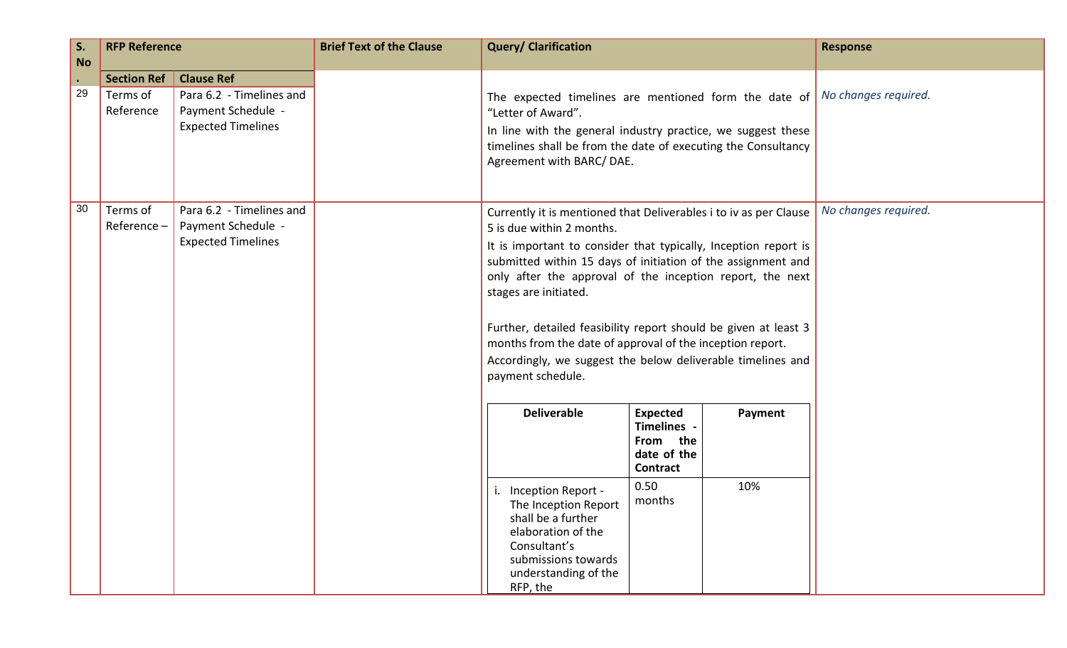| S. No. | RFP Reference | | Brief Text of the Clause | Query/ Clarification | Response |
|---|---|---|---|---|---|
| | Section Ref | Clause Ref | | | |
| 29 | Terms of Reference | Para 6.2 - Timelines and Payment Schedule - Expected Timelines | | The expected timelines are mentioned form the date of "Letter of Award".<br>In line with the general industry practice, we suggest these timelines shall be from the date of executing the Consultancy Agreement with BARC/ DAE. | *No changes required.* |
| 30 | Terms of Reference – | Para 6.2 - Timelines and Payment Schedule - Expected Timelines | | Currently it is mentioned that Deliverables i to iv as per Clause 5 is due within 2 months.<br>It is important to consider that typically, Inception report is submitted within 15 days of initiation of the assignment and only after the approval of the inception report, the next stages are initiated.<br><br>Further, detailed feasibility report should be given at least 3 months from the date of approval of the inception report.<br>Accordingly, we suggest the below deliverable timelines and payment schedule.<br><br>**Deliverable** / **Expected Timelines - From the date of the Contract** / **Payment**<br>i. Inception Report - The Inception Report shall be a further elaboration of the Consultant's submissions towards understanding of the RFP, the / 0.50 months / 10% | *No changes required.* |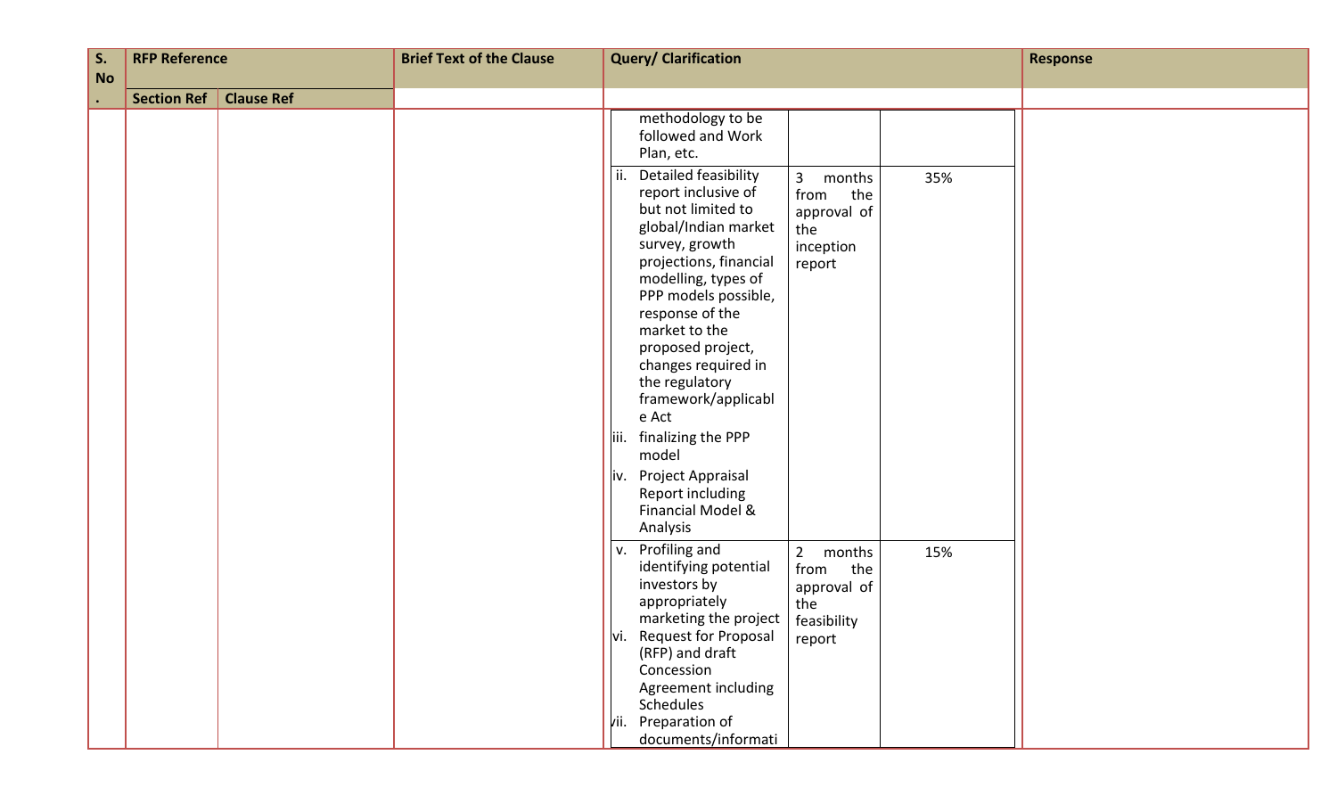| S. No. | RFP Reference | | Brief Text of the Clause | Query/ Clarification | Response |
|---|---|---|---|---|---|
| | Section Ref | Clause Ref | | | |
| | | | | methodology to be followed and Work Plan, etc. | |

| Deliverable | Timeline | Payment |
|---|---|---|
| methodology to be followed and Work Plan, etc. | | |
| ii. Detailed feasibility report inclusive of but not limited to global/Indian market survey, growth projections, financial modelling, types of PPP models possible, response of the market to the proposed project, changes required in the regulatory framework/applicable Act<br>iii. finalizing the PPP model<br>iv. Project Appraisal Report including Financial Model & Analysis | 3 months from the approval of the inception report | 35% |
| v. Profiling and identifying potential investors by appropriately marketing the project<br>vi. Request for Proposal (RFP) and draft Concession Agreement including Schedules<br>vii. Preparation of documents/informati | 2 months from the approval of the feasibility report | 15% |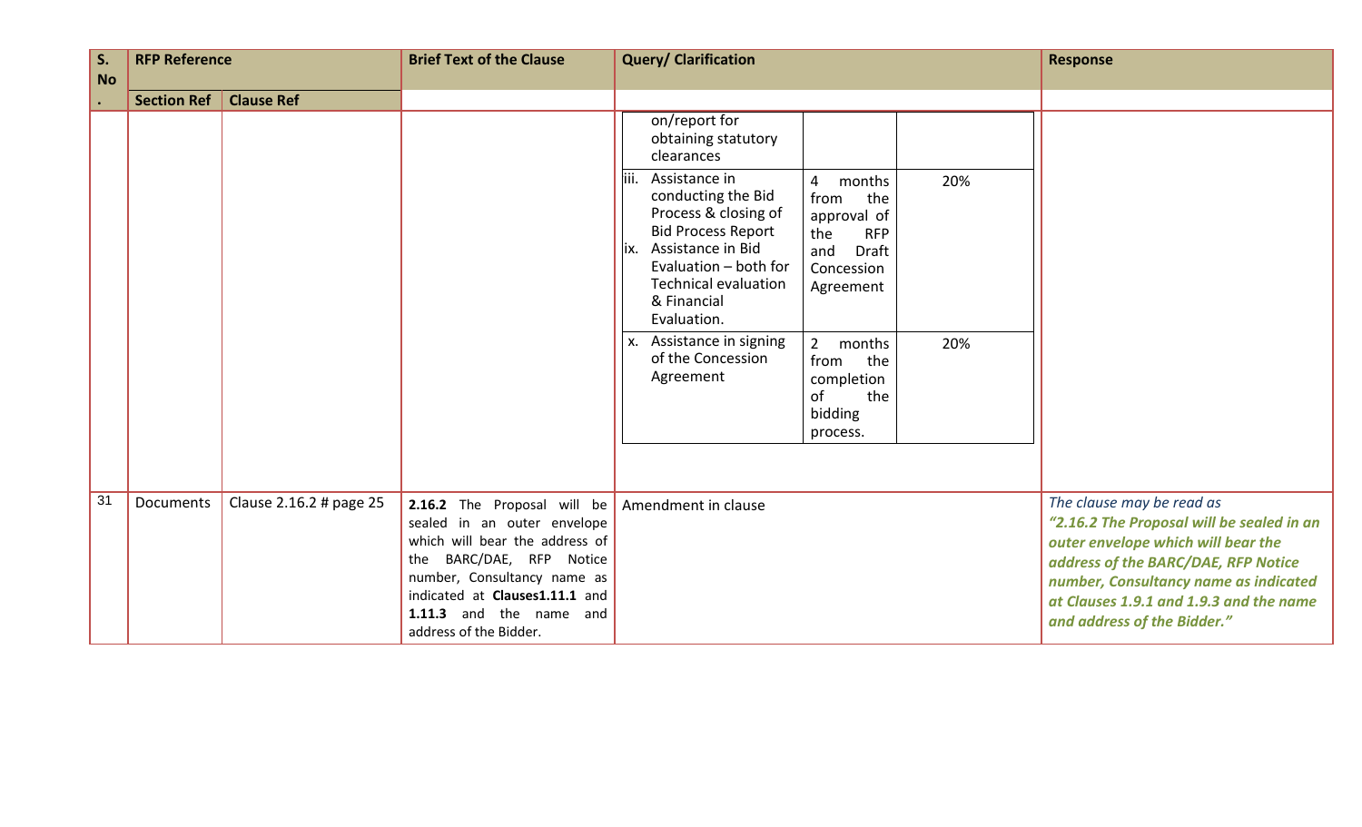| S. No. | RFP Reference | | Brief Text of the Clause | Query/ Clarification | Response |
|---|---|---|---|---|---|
| | Section Ref | Clause Ref | | | |
| | | | | <table><tr><td>on/report for obtaining statutory clearances</td><td></td><td></td></tr><tr><td>iii. Assistance in conducting the Bid Process & closing of Bid Process Report<br>ix. Assistance in Bid Evaluation – both for Technical evaluation & Financial Evaluation.</td><td>4 months from the approval of the RFP and Draft Concession Agreement</td><td>20%</td></tr><tr><td>x. Assistance in signing of the Concession Agreement</td><td>2 months from the completion of the bidding process.</td><td>20%</td></tr></table> | |
| 31 | Documents | Clause 2.16.2 # page 25 | **2.16.2** The Proposal will be sealed in an outer envelope which will bear the address of the BARC/DAE, RFP Notice number, Consultancy name as indicated at **Clauses1.11.1** and **1.11.3** and the name and address of the Bidder. | Amendment in clause | *The clause may be read as* ***"2.16.2 The Proposal will be sealed in an outer envelope which will bear the address of the BARC/DAE, RFP Notice number, Consultancy name as indicated at Clauses 1.9.1 and 1.9.3 and the name and address of the Bidder."*** |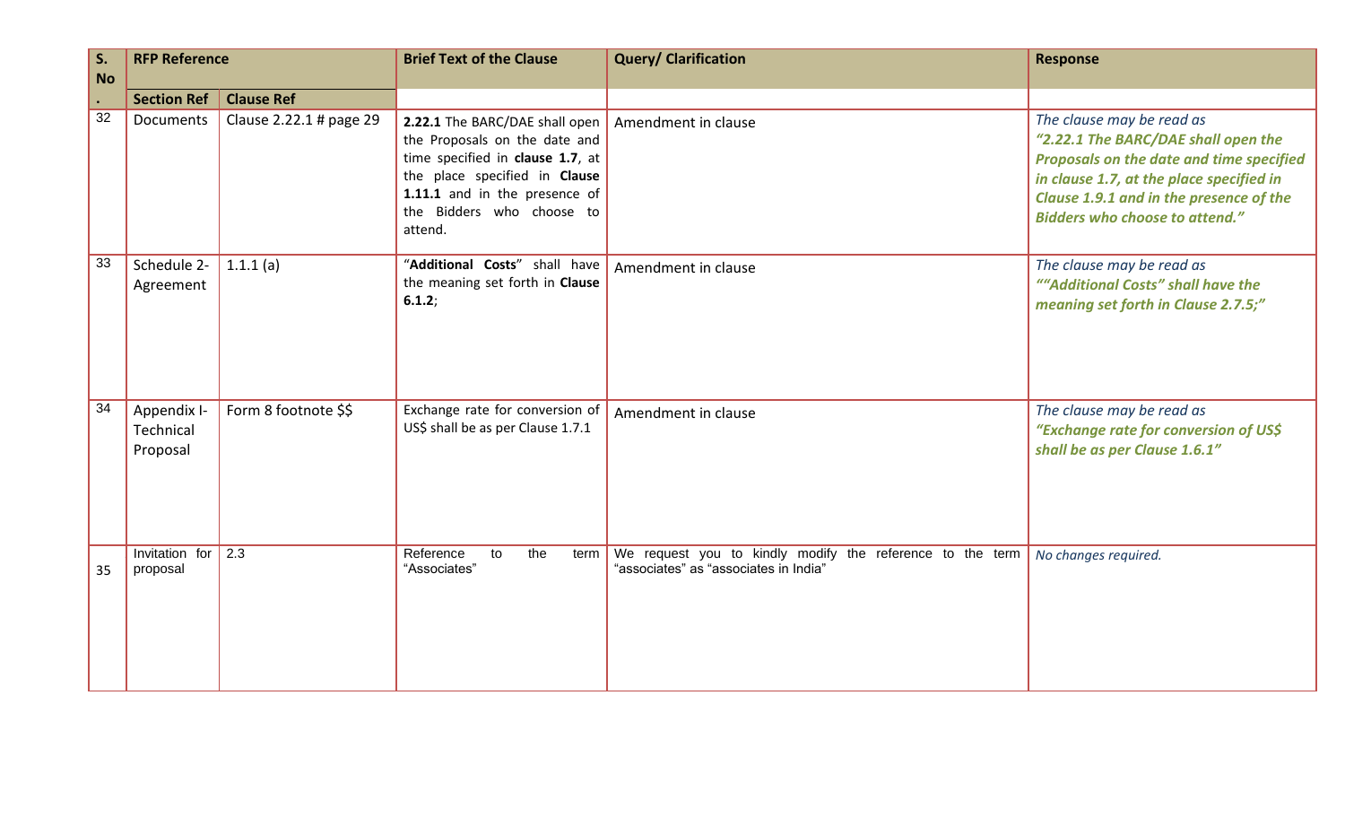| S. No. | RFP Reference | | Brief Text of the Clause | Query/ Clarification | Response |
|---|---|---|---|---|---|
| | Section Ref | Clause Ref | | | |
| 32 | Documents | Clause 2.22.1 # page 29 | **2.22.1** The BARC/DAE shall open the Proposals on the date and time specified in **clause 1.7**, at the place specified in **Clause 1.11.1** and in the presence of the Bidders who choose to attend. | Amendment in clause | *The clause may be read as* ***"2.22.1 The BARC/DAE shall open the Proposals on the date and time specified in clause 1.7, at the place specified in Clause 1.9.1 and in the presence of the Bidders who choose to attend."*** |
| 33 | Schedule 2- Agreement | 1.1.1 (a) | "**Additional Costs**" shall have the meaning set forth in **Clause 6.1.2**; | Amendment in clause | *The clause may be read as* ***""Additional Costs" shall have the meaning set forth in Clause 2.7.5;"*** |
| 34 | Appendix I- Technical Proposal | Form 8 footnote $$ | Exchange rate for conversion of US$ shall be as per Clause 1.7.1 | Amendment in clause | *The clause may be read as* ***"Exchange rate for conversion of US$ shall be as per Clause 1.6.1"*** |
| 35 | Invitation for proposal | 2.3 | Reference to the term "Associates" | We request you to kindly modify the reference to the term "associates" as "associates in India" | *No changes required.* |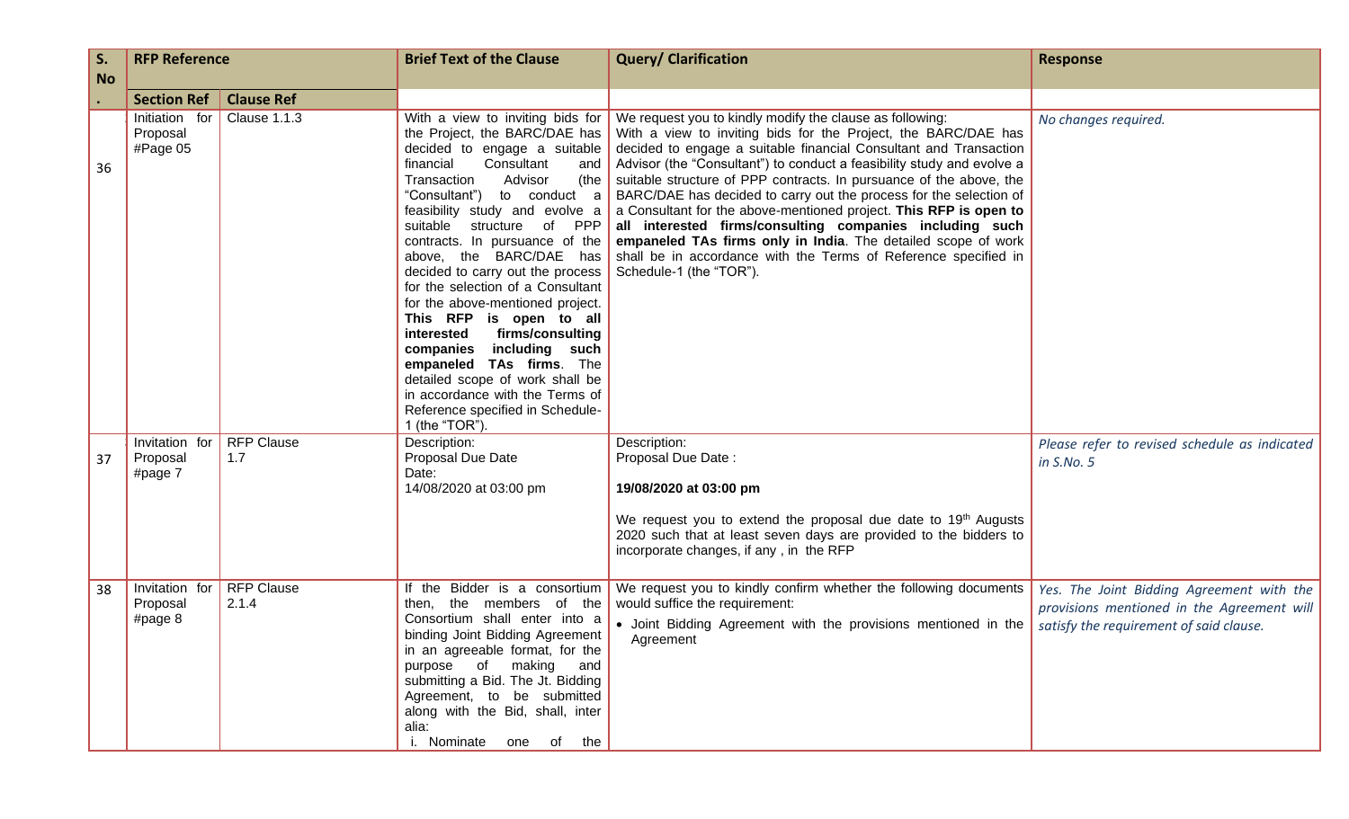| S. No. | RFP Reference | | Brief Text of the Clause | Query/ Clarification | Response |
|---|---|---|---|---|---|
| | Section Ref | Clause Ref | | | |
| 36 | Initiation for Proposal #Page 05 | Clause 1.1.3 | With a view to inviting bids for the Project, the BARC/DAE has decided to engage a suitable financial Consultant and Transaction Advisor (the "Consultant") to conduct a feasibility study and evolve a suitable structure of PPP contracts. In pursuance of the above, the BARC/DAE has decided to carry out the process for the selection of a Consultant for the above-mentioned project. **This RFP is open to all interested firms/consulting companies including such empaneled TAs firms**. The detailed scope of work shall be in accordance with the Terms of Reference specified in Schedule-1 (the "TOR"). | We request you to kindly modify the clause as following:<br>With a view to inviting bids for the Project, the BARC/DAE has decided to engage a suitable financial Consultant and Transaction Advisor (the "Consultant") to conduct a feasibility study and evolve a suitable structure of PPP contracts. In pursuance of the above, the BARC/DAE has decided to carry out the process for the selection of a Consultant for the above-mentioned project. **This RFP is open to all interested firms/consulting companies including such empaneled TAs firms only in India**. The detailed scope of work shall be in accordance with the Terms of Reference specified in Schedule-1 (the "TOR"). | *No changes required.* |
| 37 | Invitation for Proposal #page 7 | RFP Clause 1.7 | Description:<br>Proposal Due Date<br>Date:<br>14/08/2020 at 03:00 pm | Description:<br>Proposal Due Date :<br>**19/08/2020 at 03:00 pm**<br>We request you to extend the proposal due date to 19th Augusts 2020 such that at least seven days are provided to the bidders to incorporate changes, if any , in the RFP | *Please refer to revised schedule as indicated in S.No. 5* |
| 38 | Invitation for Proposal #page 8 | RFP Clause 2.1.4 | If the Bidder is a consortium then, the members of the Consortium shall enter into a binding Joint Bidding Agreement in an agreeable format, for the purpose of making and submitting a Bid. The Jt. Bidding Agreement, to be submitted along with the Bid, shall, inter alia:<br>i. Nominate one of the | We request you to kindly confirm whether the following documents would suffice the requirement:<br>• Joint Bidding Agreement with the provisions mentioned in the Agreement | *Yes. The Joint Bidding Agreement with the provisions mentioned in the Agreement will satisfy the requirement of said clause.* |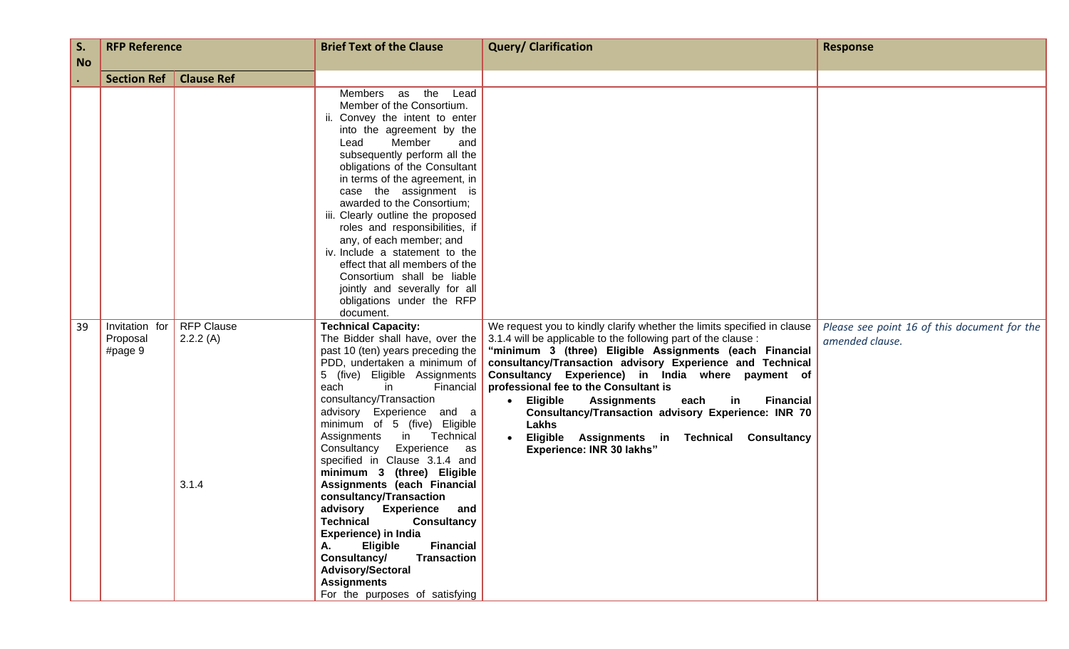| S. No. | RFP Reference | | Brief Text of the Clause | Query/ Clarification | Response |
|---|---|---|---|---|---|
| | Section Ref | Clause Ref | | | |
| | | | Members as the Lead Member of the Consortium.<br>ii. Convey the intent to enter into the agreement by the Lead Member and subsequently perform all the obligations of the Consultant in terms of the agreement, in case the assignment is awarded to the Consortium;<br>iii. Clearly outline the proposed roles and responsibilities, if any, of each member; and<br>iv. Include a statement to the effect that all members of the Consortium shall be liable jointly and severally for all obligations under the RFP document. | | |
| 39 | Invitation for Proposal #page 9 | RFP Clause 2.2.2 (A)<br><br>3.1.4 | **Technical Capacity:**<br>The Bidder shall have, over the past 10 (ten) years preceding the PDD, undertaken a minimum of 5 (five) Eligible Assignments each in Financial consultancy/Transaction advisory Experience and a minimum of 5 (five) Eligible Assignments in Technical Consultancy Experience as specified in Clause 3.1.4 and **minimum 3 (three) Eligible Assignments (each Financial consultancy/Transaction advisory Experience and Technical Consultancy Experience) in India**<br>**A. Eligible Financial Consultancy/ Transaction Advisory/Sectoral Assignments**<br>For the purposes of satisfying | We request you to kindly clarify whether the limits specified in clause 3.1.4 will be applicable to the following part of the clause :<br>**"minimum 3 (three) Eligible Assignments (each Financial consultancy/Transaction advisory Experience and Technical Consultancy Experience) in India where payment of professional fee to the Consultant is**<br>• **Eligible Assignments each in Financial Consultancy/Transaction advisory Experience: INR 70 Lakhs**<br>• **Eligible Assignments in Technical Consultancy Experience: INR 30 lakhs"** | *Please see point 16 of this document for the amended clause.* |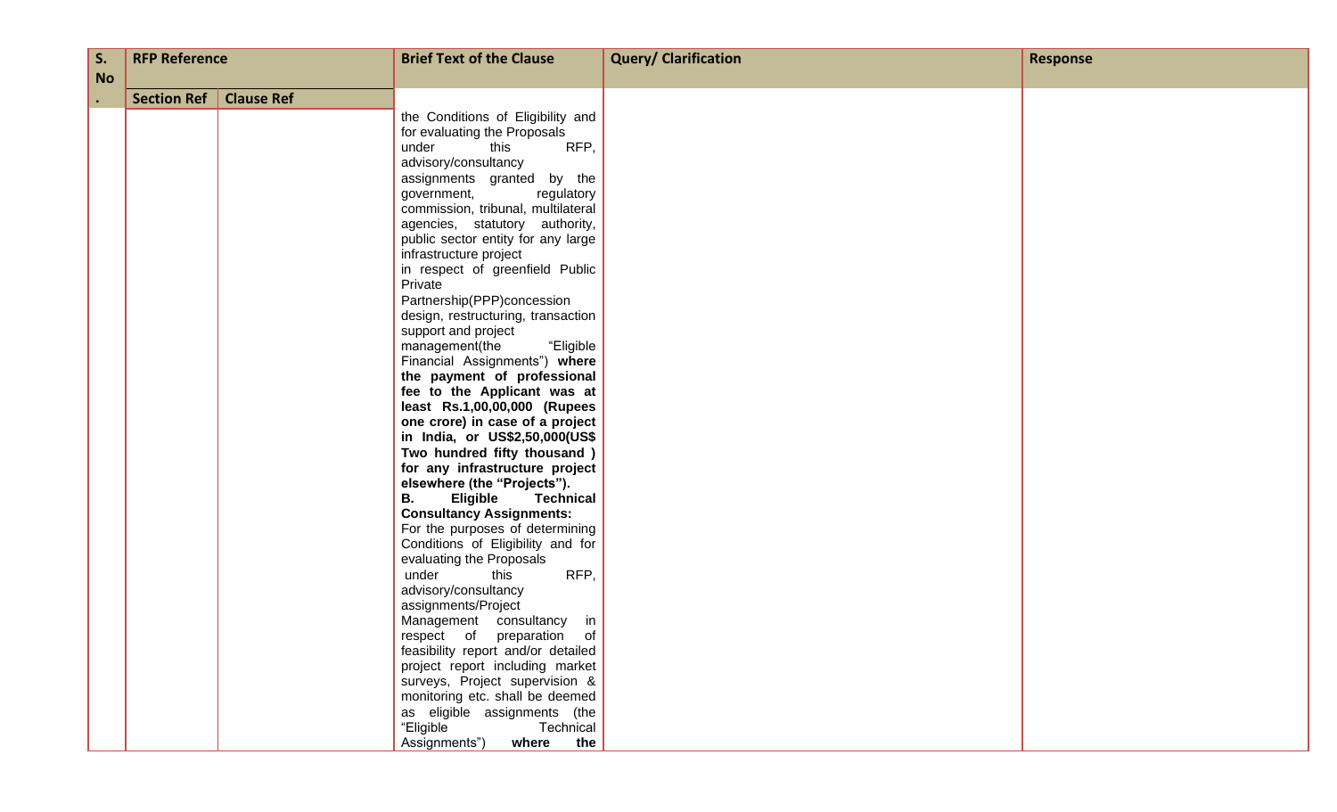| S. No. | RFP Reference | | Brief Text of the Clause | Query/ Clarification | Response |
|---|---|---|---|---|---|
| | Section Ref | Clause Ref | | | |
| | | | the Conditions of Eligibility and for evaluating the Proposals under this RFP, advisory/consultancy assignments granted by the government, regulatory commission, tribunal, multilateral agencies, statutory authority, public sector entity for any large infrastructure project in respect of greenfield Public Private Partnership(PPP)concession design, restructuring, transaction support and project management(the "Eligible Financial Assignments") **where the payment of professional fee to the Applicant was at least Rs.1,00,00,000 (Rupees one crore) in case of a project in India, or US$2,50,000(US$ Two hundred fifty thousand ) for any infrastructure project elsewhere (the "Projects").** **B. Eligible Technical Consultancy Assignments:** For the purposes of determining Conditions of Eligibility and for evaluating the Proposals under this RFP, advisory/consultancy assignments/Project Management consultancy in respect of preparation of feasibility report and/or detailed project report including market surveys, Project supervision & monitoring etc. shall be deemed as eligible assignments (the "Eligible Technical Assignments") **where the** | | |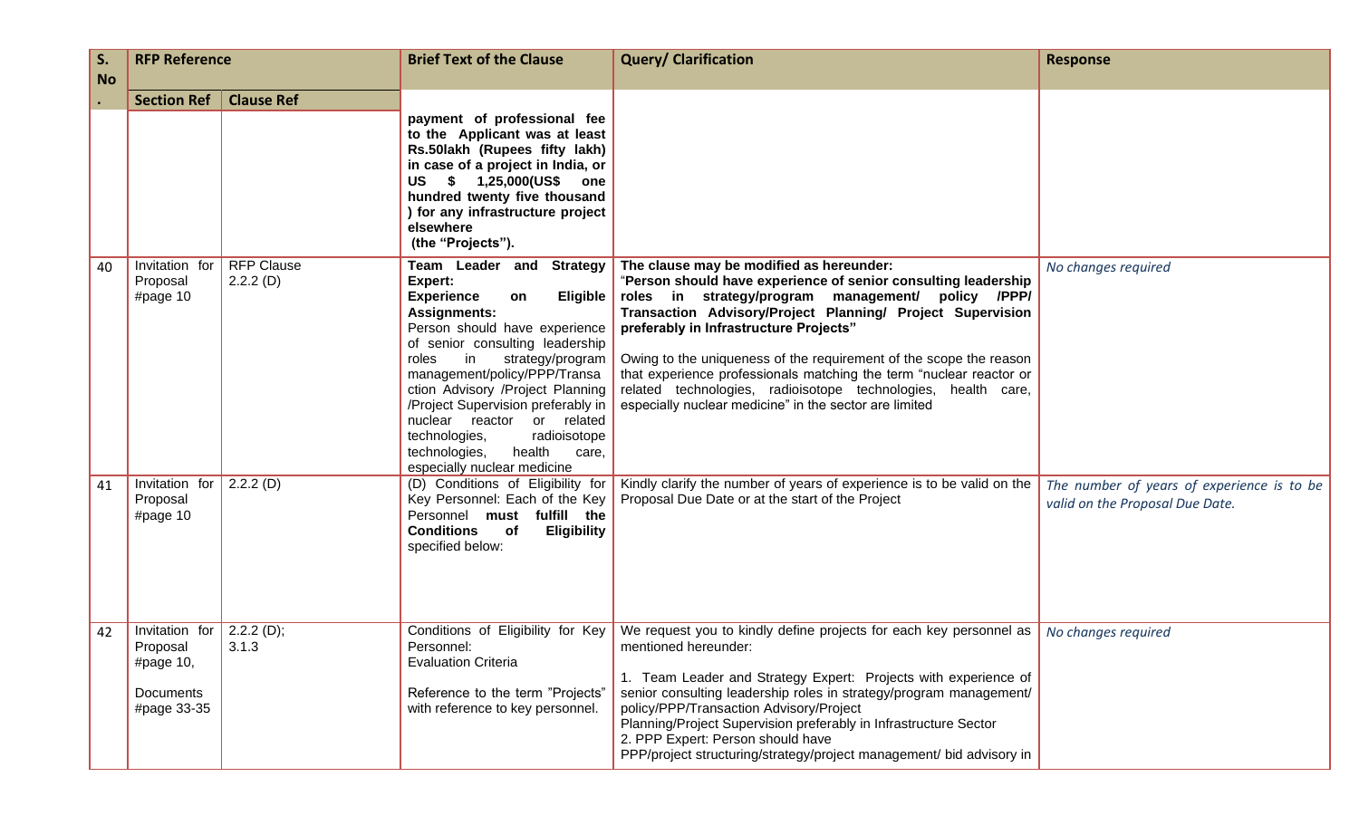| S. No. | RFP Reference | | Brief Text of the Clause | Query/ Clarification | Response |
|---|---|---|---|---|---|
| | Section Ref | Clause Ref | | | |
| | | | **payment of professional fee to the Applicant was at least Rs.50lakh (Rupees fifty lakh) in case of a project in India, or US $ 1,25,000(US$ one hundred twenty five thousand ) for any infrastructure project elsewhere (the "Projects").** | | |
| 40 | Invitation for Proposal #page 10 | RFP Clause 2.2.2 (D) | **Team Leader and Strategy Expert: Experience on Eligible Assignments:** Person should have experience of senior consulting leadership roles in strategy/program management/policy/PPP/Transaction Advisory /Project Planning /Project Supervision preferably in nuclear reactor or related technologies, radioisotope technologies, health care, especially nuclear medicine | **The clause may be modified as hereunder: "Person should have experience of senior consulting leadership roles in strategy/program management/ policy /PPP/ Transaction Advisory/Project Planning/ Project Supervision preferably in Infrastructure Projects"** <br><br> Owing to the uniqueness of the requirement of the scope the reason that experience professionals matching the term "nuclear reactor or related technologies, radioisotope technologies, health care, especially nuclear medicine" in the sector are limited | *No changes required* |
| 41 | Invitation for Proposal #page 10 | 2.2.2 (D) | (D) Conditions of Eligibility for Key Personnel: Each of the Key Personnel **must fulfill the Conditions of Eligibility** specified below: | Kindly clarify the number of years of experience is to be valid on the Proposal Due Date or at the start of the Project | *The number of years of experience is to be valid on the Proposal Due Date.* |
| 42 | Invitation for Proposal #page 10, <br><br> Documents #page 33-35 | 2.2.2 (D); 3.1.3 | Conditions of Eligibility for Key Personnel: <br> Evaluation Criteria <br><br> Reference to the term "Projects" with reference to key personnel. | We request you to kindly define projects for each key personnel as mentioned hereunder: <br><br> 1. Team Leader and Strategy Expert: Projects with experience of senior consulting leadership roles in strategy/program management/ policy/PPP/Transaction Advisory/Project Planning/Project Supervision preferably in Infrastructure Sector <br> 2. PPP Expert: Person should have PPP/project structuring/strategy/project management/ bid advisory in | *No changes required* |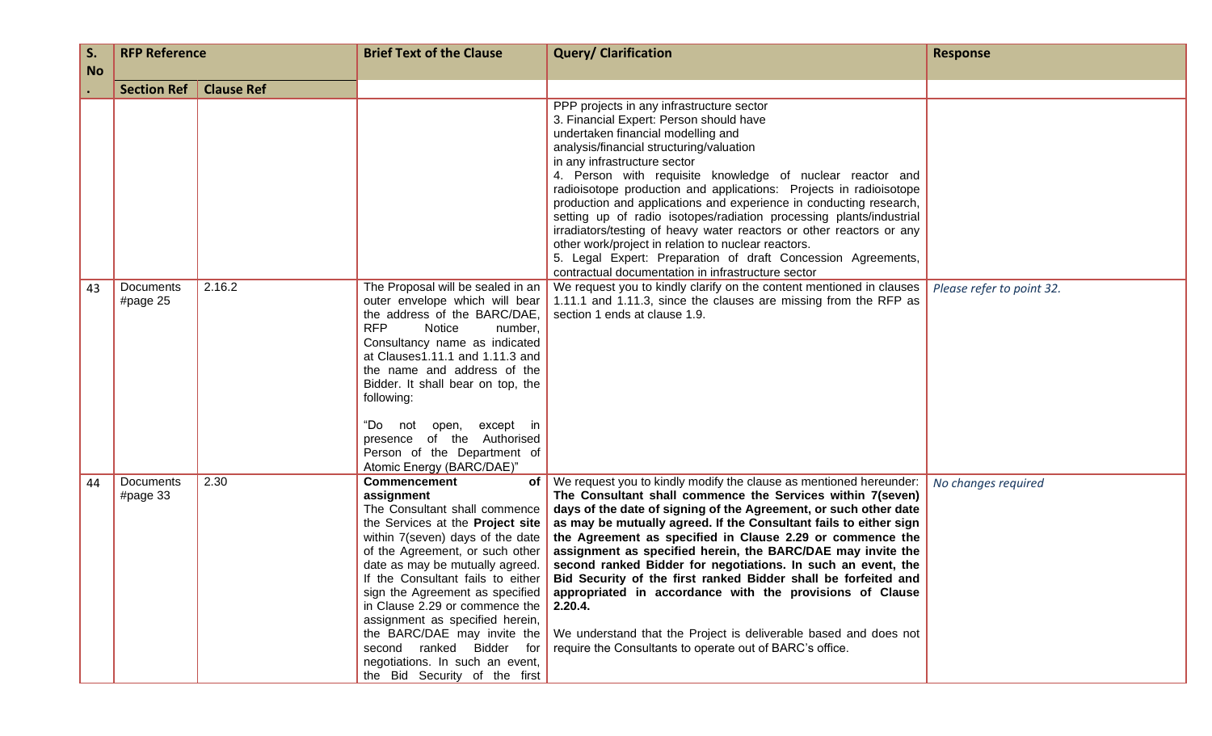| S. No. | RFP Reference | | Brief Text of the Clause | Query/ Clarification | Response |
|---|---|---|---|---|---|
| | Section Ref | Clause Ref | | | |
| | | | | PPP projects in any infrastructure sector<br>3. Financial Expert: Person should have undertaken financial modelling and analysis/financial structuring/valuation in any infrastructure sector<br>4. Person with requisite knowledge of nuclear reactor and radioisotope production and applications: Projects in radioisotope production and applications and experience in conducting research, setting up of radio isotopes/radiation processing plants/industrial irradiators/testing of heavy water reactors or other reactors or any other work/project in relation to nuclear reactors.<br>5. Legal Expert: Preparation of draft Concession Agreements, contractual documentation in infrastructure sector | |
| 43 | Documents #page 25 | 2.16.2 | The Proposal will be sealed in an outer envelope which will bear the address of the BARC/DAE, RFP Notice number, Consultancy name as indicated at Clauses1.11.1 and 1.11.3 and the name and address of the Bidder. It shall bear on top, the following:<br><br>"Do not open, except in presence of the Authorised Person of the Department of Atomic Energy (BARC/DAE)" | We request you to kindly clarify on the content mentioned in clauses 1.11.1 and 1.11.3, since the clauses are missing from the RFP as section 1 ends at clause 1.9. | *Please refer to point 32.* |
| 44 | Documents #page 33 | 2.30 | **Commencement of assignment**<br>The Consultant shall commence the Services at the **Project site** within 7(seven) days of the date of the Agreement, or such other date as may be mutually agreed. If the Consultant fails to either sign the Agreement as specified in Clause 2.29 or commence the assignment as specified herein, the BARC/DAE may invite the second ranked Bidder for negotiations. In such an event, the Bid Security of the first | We request you to kindly modify the clause as mentioned hereunder: **The Consultant shall commence the Services within 7(seven) days of the date of signing of the Agreement, or such other date as may be mutually agreed. If the Consultant fails to either sign the Agreement as specified in Clause 2.29 or commence the assignment as specified herein, the BARC/DAE may invite the second ranked Bidder for negotiations. In such an event, the Bid Security of the first ranked Bidder shall be forfeited and appropriated in accordance with the provisions of Clause 2.20.4.**<br><br>We understand that the Project is deliverable based and does not require the Consultants to operate out of BARC's office. | *No changes required* |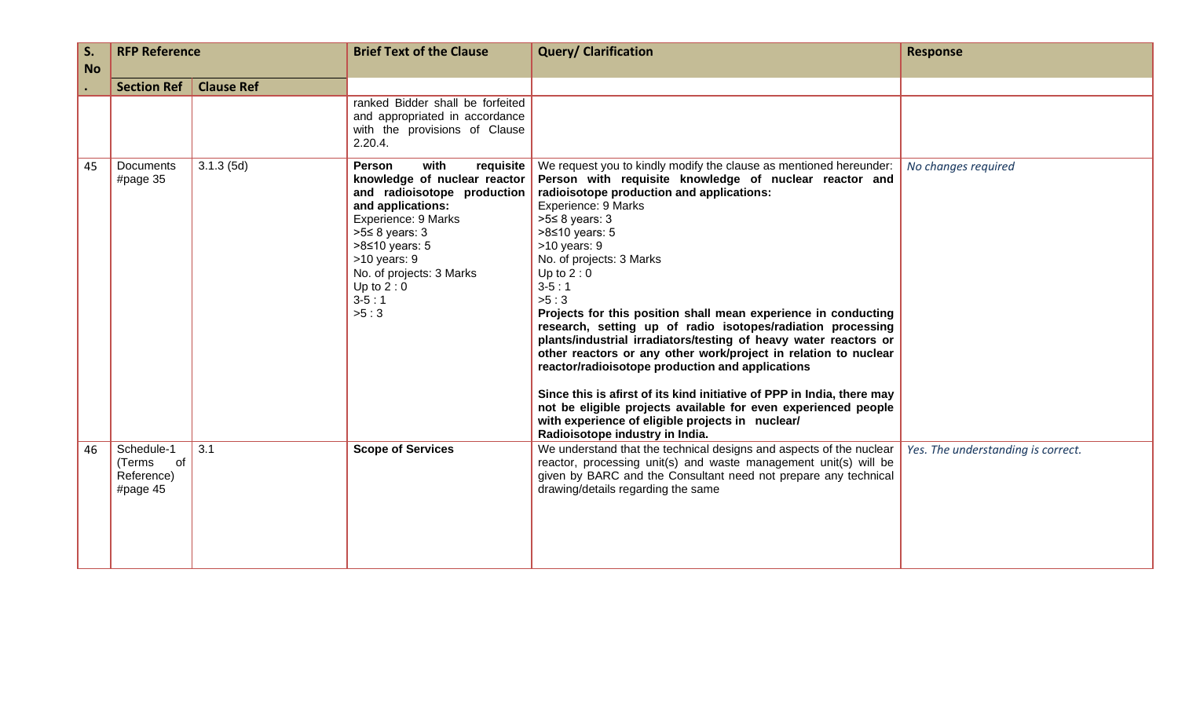| S. No. | RFP Reference | | Brief Text of the Clause | Query/ Clarification | Response |
|---|---|---|---|---|---|
| | Section Ref | Clause Ref | | | |
| | | | ranked Bidder shall be forfeited and appropriated in accordance with the provisions of Clause 2.20.4. | | |
| 45 | Documents #page 35 | 3.1.3 (5d) | **Person with requisite knowledge of nuclear reactor and radioisotope production and applications:**<br>Experience: 9 Marks<br>>5≤ 8 years: 3<br>>8≤10 years: 5<br>>10 years: 9<br>No. of projects: 3 Marks<br>Up to 2 : 0<br>3-5 : 1<br>>5 : 3 | We request you to kindly modify the clause as mentioned hereunder:<br>**Person with requisite knowledge of nuclear reactor and radioisotope production and applications:**<br>Experience: 9 Marks<br>>5≤ 8 years: 3<br>>8≤10 years: 5<br>>10 years: 9<br>No. of projects: 3 Marks<br>Up to 2 : 0<br>3-5 : 1<br>>5 : 3<br>**Projects for this position shall mean experience in conducting research, setting up of radio isotopes/radiation processing plants/industrial irradiators/testing of heavy water reactors or other reactors or any other work/project in relation to nuclear reactor/radioisotope production and applications**<br><br>**Since this is afirst of its kind initiative of PPP in India, there may not be eligible projects available for even experienced people with experience of eligible projects in nuclear/ Radioisotope industry in India.** | *No changes required* |
| 46 | Schedule-1 (Terms of Reference) #page 45 | 3.1 | **Scope of Services** | We understand that the technical designs and aspects of the nuclear reactor, processing unit(s) and waste management unit(s) will be given by BARC and the Consultant need not prepare any technical drawing/details regarding the same | *Yes. The understanding is correct.* |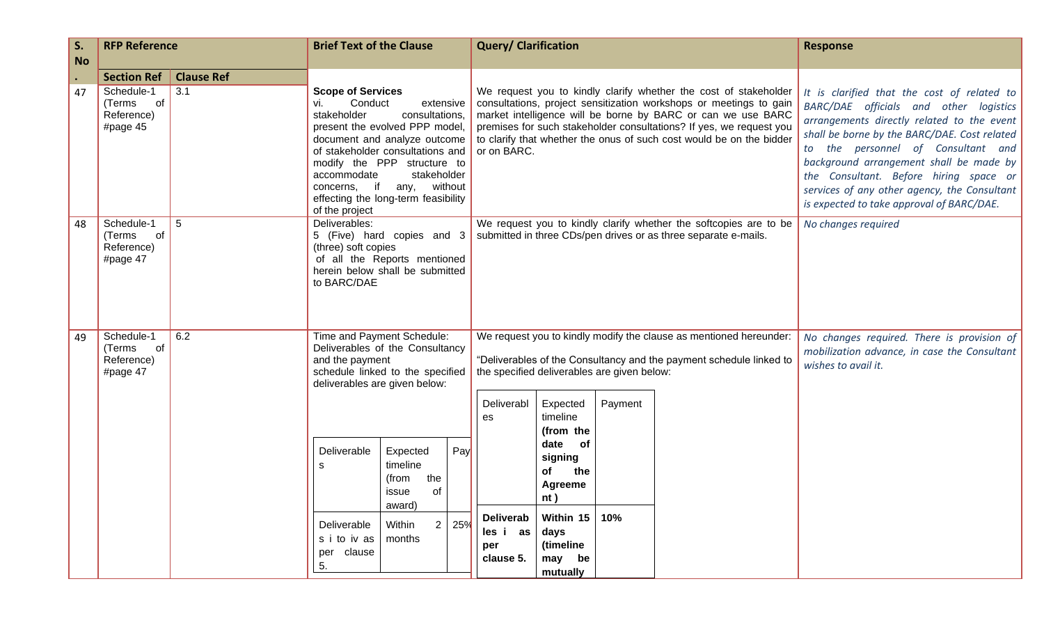| S. No. | RFP Reference | | Brief Text of the Clause | Query/ Clarification | Response |
|---|---|---|---|---|---|
| | Section Ref | Clause Ref | | | |
| 47 | Schedule-1 (Terms of Reference) #page 45 | 3.1 | **Scope of Services**<br>vi. Conduct extensive stakeholder consultations, present the evolved PPP model, document and analyze outcome of stakeholder consultations and modify the PPP structure to accommodate stakeholder concerns, if any, without effecting the long-term feasibility of the project | We request you to kindly clarify whether the cost of stakeholder consultations, project sensitization workshops or meetings to gain market intelligence will be borne by BARC or can we use BARC premises for such stakeholder consultations? If yes, we request you to clarify that whether the onus of such cost would be on the bidder or on BARC. | *It is clarified that the cost of related to BARC/DAE officials and other logistics arrangements directly related to the event shall be borne by the BARC/DAE. Cost related to the personnel of Consultant and background arrangement shall be made by the Consultant. Before hiring space or services of any other agency, the Consultant is expected to take approval of BARC/DAE.* |
| 48 | Schedule-1 (Terms of Reference) #page 47 | 5 | Deliverables:<br>5 (Five) hard copies and 3 (three) soft copies of all the Reports mentioned herein below shall be submitted to BARC/DAE | We request you to kindly clarify whether the softcopies are to be submitted in three CDs/pen drives or as three separate e-mails. | *No changes required* |
| 49 | Schedule-1 (Terms of Reference) #page 47 | 6.2 | Time and Payment Schedule:<br>Deliverables of the Consultancy and the payment schedule linked to the specified deliverables are given below:<br><br>Deliverables \| Expected timeline (from the issue of award) \| Pay...<br>Deliverables i to iv as per clause 5. \| Within 2 months \| 25% | We request you to kindly modify the clause as mentioned hereunder:<br><br>"Deliverables of the Consultancy and the payment schedule linked to the specified deliverables are given below:<br><br>Deliverables \| Expected timeline **(from the date of signing of the Agreement )** \| Payment<br>**Deliverables i as per clause 5.** \| **Within 15 days (timeline may be mutually** \| **10%** | *No changes required. There is provision of mobilization advance, in case the Consultant wishes to avail it.* |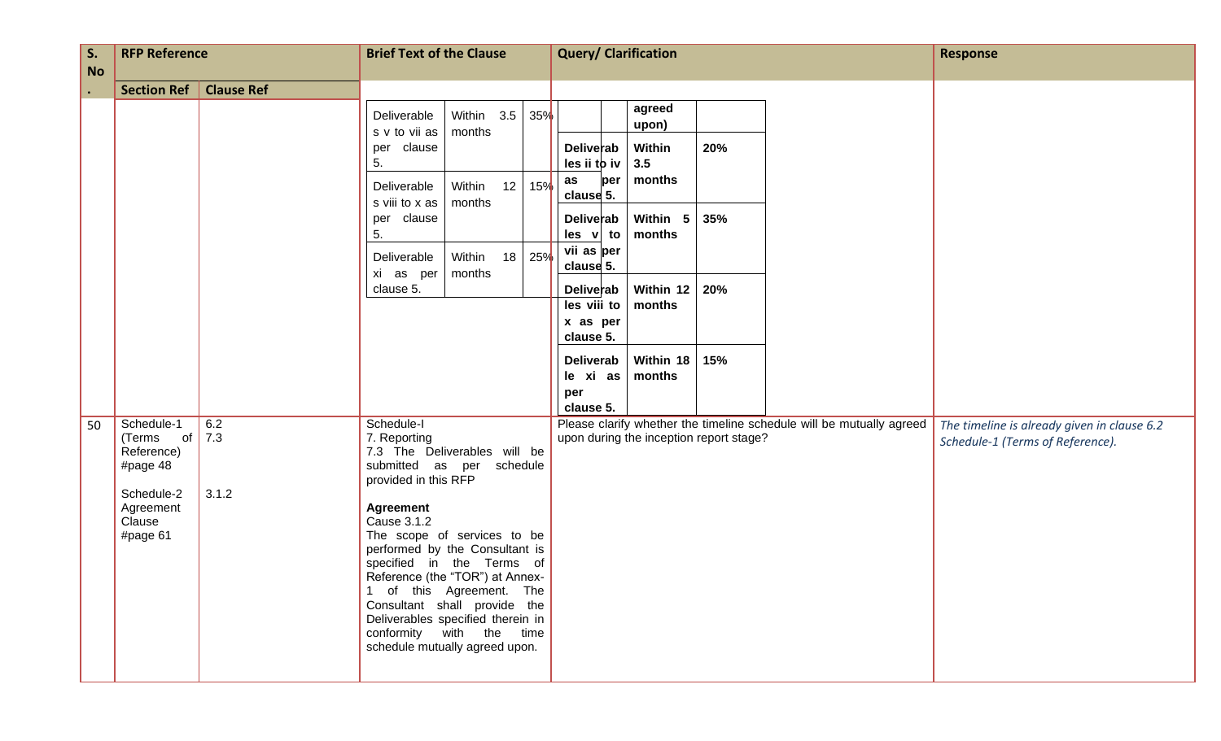| S. No. | RFP Reference | | Brief Text of the Clause | Query/ Clarification | Response |
|---|---|---|---|---|---|
| | Section Ref | Clause Ref | | | |
| | | | Deliverables v to vii as per clause 5. — Within 3.5 months — 35%<br>Deliverables viii to x as per clause 5. — Within 12 months — 15%<br>Deliverable xi as per clause 5. — Within 18 months — 25% | agreed upon)<br>**Deliverables ii to iv as per clause 5. — Within 3.5 months — 20%**<br>**Deliverables v to vii as per clause 5. — Within 5 months — 35%**<br>**Deliverables viii to x as per clause 5. — Within 12 months — 20%**<br>**Deliverable xi as per clause 5. — Within 18 months — 15%** | |
| 50 | Schedule-1 (Terms of Reference) #page 48<br><br>Schedule-2 Agreement Clause #page 61 | 6.2<br>7.3<br><br>3.1.2 | Schedule-I<br>7. Reporting<br>7.3 The Deliverables will be submitted as per schedule provided in this RFP<br><br>**Agreement**<br>Cause 3.1.2<br>The scope of services to be performed by the Consultant is specified in the Terms of Reference (the "TOR") at Annex-1 of this Agreement. The Consultant shall provide the Deliverables specified therein in conformity with the time schedule mutually agreed upon. | Please clarify whether the timeline schedule will be mutually agreed upon during the inception report stage? | *The timeline is already given in clause 6.2 Schedule-1 (Terms of Reference).* |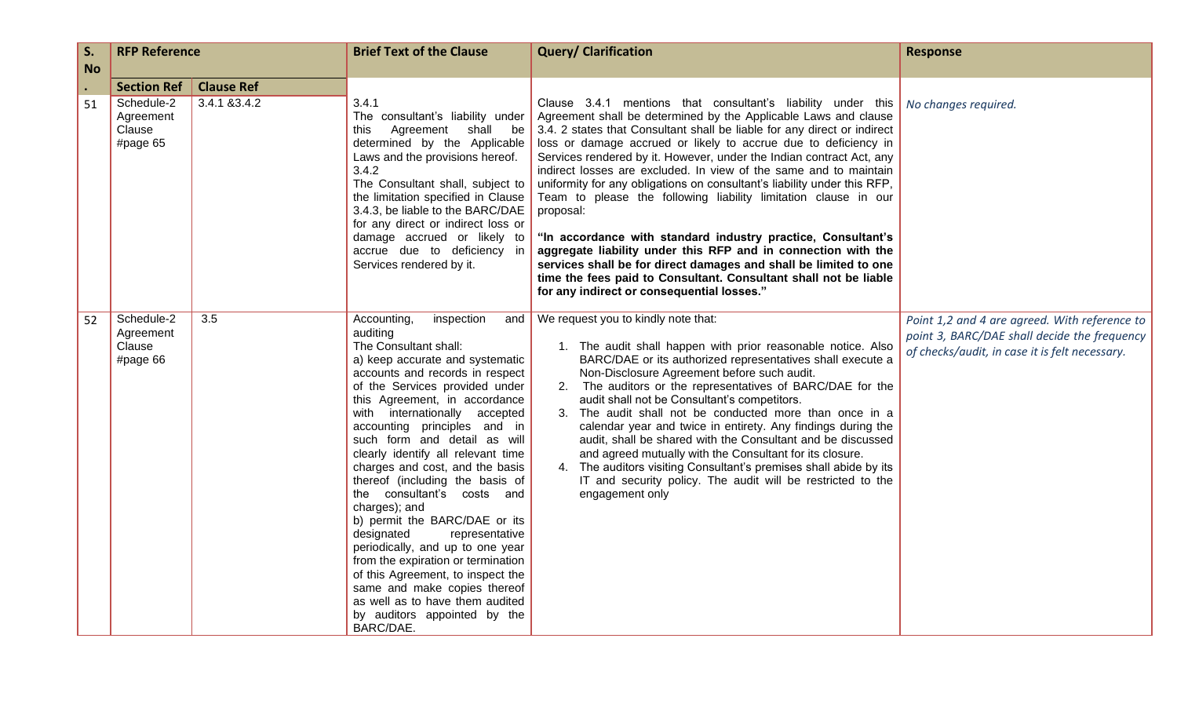| S. No. | RFP Reference | | Brief Text of the Clause | Query/ Clarification | Response |
|---|---|---|---|---|---|
| | Section Ref | Clause Ref | | | |
| 51 | Schedule-2 Agreement Clause #page 65 | 3.4.1 &3.4.2 | 3.4.1<br>The consultant's liability under this Agreement shall be determined by the Applicable Laws and the provisions hereof.<br>3.4.2<br>The Consultant shall, subject to the limitation specified in Clause 3.4.3, be liable to the BARC/DAE for any direct or indirect loss or damage accrued or likely to accrue due to deficiency in Services rendered by it. | Clause 3.4.1 mentions that consultant's liability under this Agreement shall be determined by the Applicable Laws and clause 3.4. 2 states that Consultant shall be liable for any direct or indirect loss or damage accrued or likely to accrue due to deficiency in Services rendered by it. However, under the Indian contract Act, any indirect losses are excluded. In view of the same and to maintain uniformity for any obligations on consultant's liability under this RFP, Team to please the following liability limitation clause in our proposal:<br><br>**"In accordance with standard industry practice, Consultant's aggregate liability under this RFP and in connection with the services shall be for direct damages and shall be limited to one time the fees paid to Consultant. Consultant shall not be liable for any indirect or consequential losses."** | *No changes required.* |
| 52 | Schedule-2 Agreement Clause #page 66 | 3.5 | Accounting, inspection and auditing<br>The Consultant shall:<br>a) keep accurate and systematic accounts and records in respect of the Services provided under this Agreement, in accordance with internationally accepted accounting principles and in such form and detail as will clearly identify all relevant time charges and cost, and the basis thereof (including the basis of the consultant's costs and charges); and<br>b) permit the BARC/DAE or its designated representative periodically, and up to one year from the expiration or termination of this Agreement, to inspect the same and make copies thereof as well as to have them audited by auditors appointed by the BARC/DAE. | We request you to kindly note that:<br>1. The audit shall happen with prior reasonable notice. Also BARC/DAE or its authorized representatives shall execute a Non-Disclosure Agreement before such audit.<br>2. The auditors or the representatives of BARC/DAE for the audit shall not be Consultant's competitors.<br>3. The audit shall not be conducted more than once in a calendar year and twice in entirety. Any findings during the audit, shall be shared with the Consultant and be discussed and agreed mutually with the Consultant for its closure.<br>4. The auditors visiting Consultant's premises shall abide by its IT and security policy. The audit will be restricted to the engagement only | *Point 1,2 and 4 are agreed. With reference to point 3, BARC/DAE shall decide the frequency of checks/audit, in case it is felt necessary.* |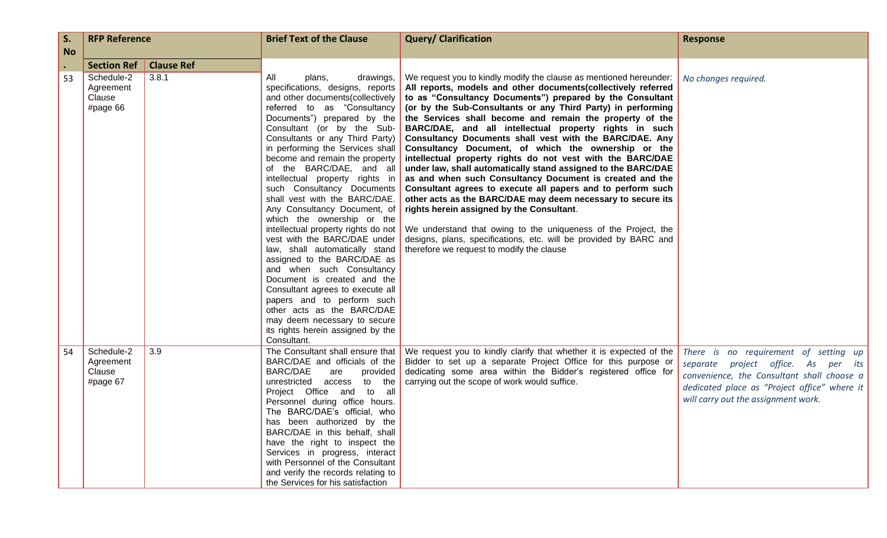| S. No. | RFP Reference | | Brief Text of the Clause | Query/ Clarification | Response |
|---|---|---|---|---|---|
| | Section Ref | Clause Ref | | | |
| 53 | Schedule-2 Agreement Clause #page 66 | 3.8.1 | All plans, drawings, specifications, designs, reports and other documents(collectively referred to as "Consultancy Documents") prepared by the Consultant (or by the Sub-Consultants or any Third Party) in performing the Services shall become and remain the property of the BARC/DAE, and all intellectual property rights in such Consultancy Documents shall vest with the BARC/DAE. Any Consultancy Document, of which the ownership or the intellectual property rights do not vest with the BARC/DAE under law, shall automatically stand assigned to the BARC/DAE as and when such Consultancy Document is created and the Consultant agrees to execute all papers and to perform such other acts as the BARC/DAE may deem necessary to secure its rights herein assigned by the Consultant. | We request you to kindly modify the clause as mentioned hereunder: **All reports, models and other documents(collectively referred to as "Consultancy Documents") prepared by the Consultant (or by the Sub-Consultants or any Third Party) in performing the Services shall become and remain the property of the BARC/DAE, and all intellectual property rights in such Consultancy Documents shall vest with the BARC/DAE. Any Consultancy Document, of which the ownership or the intellectual property rights do not vest with the BARC/DAE under law, shall automatically stand assigned to the BARC/DAE as and when such Consultancy Document is created and the Consultant agrees to execute all papers and to perform such other acts as the BARC/DAE may deem necessary to secure its rights herein assigned by the Consultant**.<br><br>We understand that owing to the uniqueness of the Project, the designs, plans, specifications, etc. will be provided by BARC and therefore we request to modify the clause | *No changes required.* |
| 54 | Schedule-2 Agreement Clause #page 67 | 3.9 | The Consultant shall ensure that BARC/DAE and officials of the BARC/DAE are provided unrestricted access to the Project Office and to all Personnel during office hours. The BARC/DAE's official, who has been authorized by the BARC/DAE in this behalf, shall have the right to inspect the Services in progress, interact with Personnel of the Consultant and verify the records relating to the Services for his satisfaction | We request you to kindly clarify that whether it is expected of the Bidder to set up a separate Project Office for this purpose or dedicating some area within the Bidder's registered office for carrying out the scope of work would suffice. | *There is no requirement of setting up separate project office. As per its convenience, the Consultant shall choose a dedicated place as "Project office" where it will carry out the assignment work.* |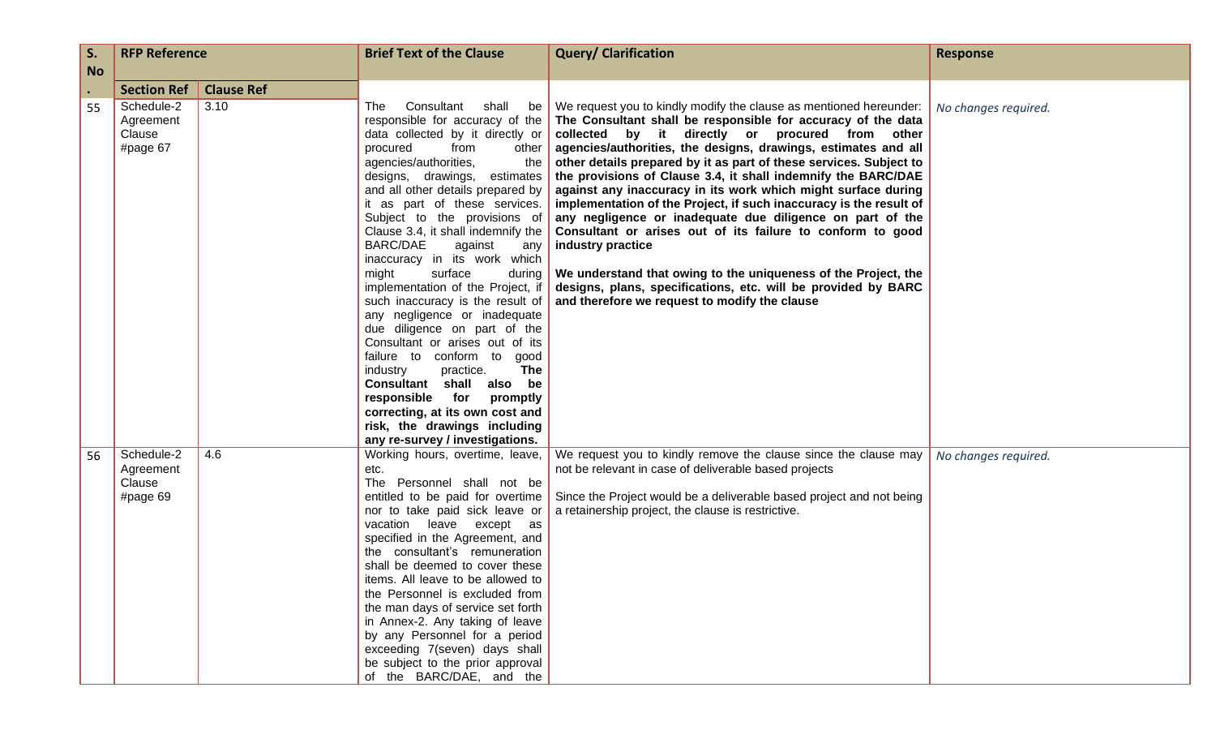| S. No. | RFP Reference | | Brief Text of the Clause | Query/ Clarification | Response |
|---|---|---|---|---|---|
| | Section Ref | Clause Ref | | | |
| 55 | Schedule-2 Agreement Clause #page 67 | 3.10 | The Consultant shall be responsible for accuracy of the data collected by it directly or procured from other agencies/authorities, the designs, drawings, estimates and all other details prepared by it as part of these services. Subject to the provisions of Clause 3.4, it shall indemnify the BARC/DAE against any inaccuracy in its work which might surface during implementation of the Project, if such inaccuracy is the result of any negligence or inadequate due diligence on part of the Consultant or arises out of its failure to conform to good industry practice. **The Consultant shall also be responsible for promptly correcting, at its own cost and risk, the drawings including any re-survey / investigations.** | We request you to kindly modify the clause as mentioned hereunder: **The Consultant shall be responsible for accuracy of the data collected by it directly or procured from other agencies/authorities, the designs, drawings, estimates and all other details prepared by it as part of these services. Subject to the provisions of Clause 3.4, it shall indemnify the BARC/DAE against any inaccuracy in its work which might surface during implementation of the Project, if such inaccuracy is the result of any negligence or inadequate due diligence on part of the Consultant or arises out of its failure to conform to good industry practice**<br><br>**We understand that owing to the uniqueness of the Project, the designs, plans, specifications, etc. will be provided by BARC and therefore we request to modify the clause** | *No changes required.* |
| 56 | Schedule-2 Agreement Clause #page 69 | 4.6 | Working hours, overtime, leave, etc.<br>The Personnel shall not be entitled to be paid for overtime nor to take paid sick leave or vacation leave except as specified in the Agreement, and the consultant's remuneration shall be deemed to cover these items. All leave to be allowed to the Personnel is excluded from the man days of service set forth in Annex-2. Any taking of leave by any Personnel for a period exceeding 7(seven) days shall be subject to the prior approval of the BARC/DAE, and the | We request you to kindly remove the clause since the clause may not be relevant in case of deliverable based projects<br><br>Since the Project would be a deliverable based project and not being a retainership project, the clause is restrictive. | *No changes required.* |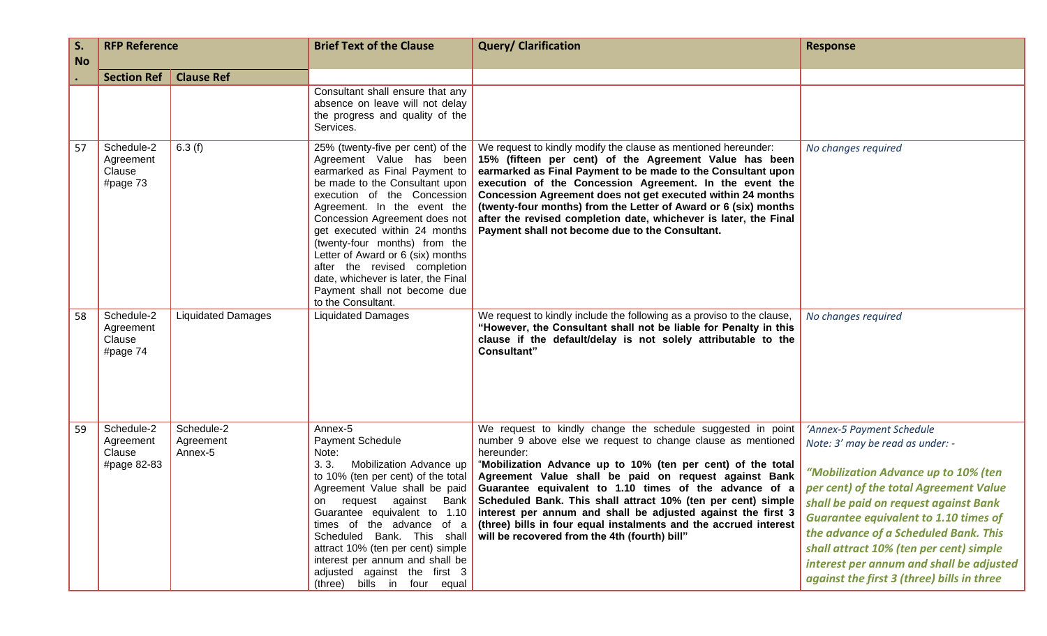| S. No. | RFP Reference | | Brief Text of the Clause | Query/ Clarification | Response |
|---|---|---|---|---|---|
| | Section Ref | Clause Ref | | | |
| | | | Consultant shall ensure that any absence on leave will not delay the progress and quality of the Services. | | |
| 57 | Schedule-2 Agreement Clause #page 73 | 6.3 (f) | 25% (twenty-five per cent) of the Agreement Value has been earmarked as Final Payment to be made to the Consultant upon execution of the Concession Agreement. In the event the Concession Agreement does not get executed within 24 months (twenty-four months) from the Letter of Award or 6 (six) months after the revised completion date, whichever is later, the Final Payment shall not become due to the Consultant. | We request to kindly modify the clause as mentioned hereunder: **15% (fifteen per cent) of the Agreement Value has been earmarked as Final Payment to be made to the Consultant upon execution of the Concession Agreement. In the event the Concession Agreement does not get executed within 24 months (twenty-four months) from the Letter of Award or 6 (six) months after the revised completion date, whichever is later, the Final Payment shall not become due to the Consultant.** | *No changes required* |
| 58 | Schedule-2 Agreement Clause #page 74 | Liquidated Damages | Liquidated Damages | We request to kindly include the following as a proviso to the clause, **"However, the Consultant shall not be liable for Penalty in this clause if the default/delay is not solely attributable to the Consultant"** | *No changes required* |
| 59 | Schedule-2 Agreement Clause #page 82-83 | Schedule-2 Agreement Annex-5 | Annex-5 Payment Schedule Note: 3. 3. Mobilization Advance up to 10% (ten per cent) of the total Agreement Value shall be paid on request against Bank Guarantee equivalent to 1.10 times of the advance of a Scheduled Bank. This shall attract 10% (ten per cent) simple interest per annum and shall be adjusted against the first 3 (three) bills in four equal | We request to kindly change the schedule suggested in point number 9 above else we request to change clause as mentioned hereunder: "**Mobilization Advance up to 10% (ten per cent) of the total Agreement Value shall be paid on request against Bank Guarantee equivalent to 1.10 times of the advance of a Scheduled Bank. This shall attract 10% (ten per cent) simple interest per annum and shall be adjusted against the first 3 (three) bills in four equal instalments and the accrued interest will be recovered from the 4th (fourth) bill**" | *'Annex-5 Payment Schedule Note: 3' may be read as under: -* ***"Mobilization Advance up to 10% (ten per cent) of the total Agreement Value shall be paid on request against Bank Guarantee equivalent to 1.10 times of the advance of a Scheduled Bank. This shall attract 10% (ten per cent) simple interest per annum and shall be adjusted against the first 3 (three) bills in three*** |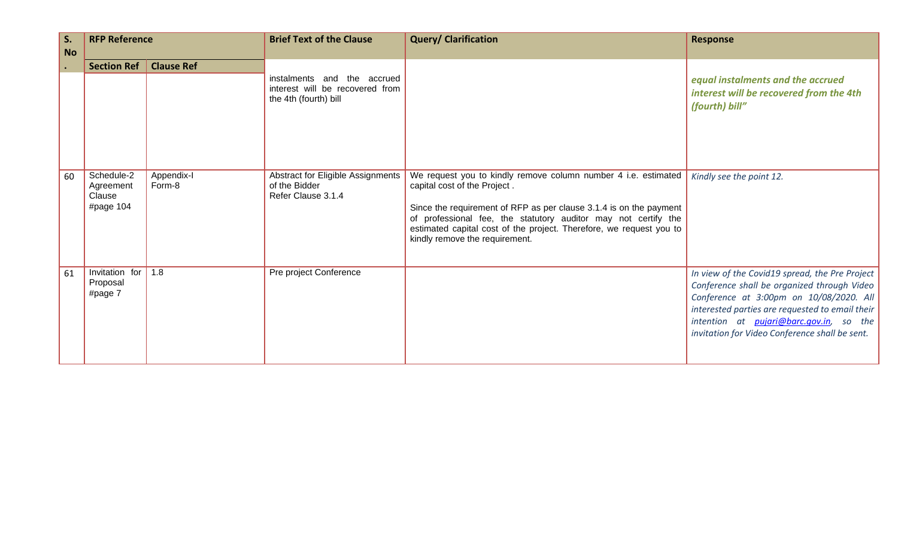| S. No. | RFP Reference | | Brief Text of the Clause | Query/ Clarification | Response |
|---|---|---|---|---|---|
| | Section Ref | Clause Ref | | | |
| | | | instalments and the accrued interest will be recovered from the 4th (fourth) bill | | *equal instalments and the accrued interest will be recovered from the 4th (fourth) bill"* |
| 60 | Schedule-2 Agreement Clause #page 104 | Appendix-I Form-8 | Abstract for Eligible Assignments of the Bidder Refer Clause 3.1.4 | We request you to kindly remove column number 4 i.e. estimated capital cost of the Project .<br><br>Since the requirement of RFP as per clause 3.1.4 is on the payment of professional fee, the statutory auditor may not certify the estimated capital cost of the project. Therefore, we request you to kindly remove the requirement. | *Kindly see the point 12.* |
| 61 | Invitation for Proposal #page 7 | 1.8 | Pre project Conference | | *In view of the Covid19 spread, the Pre Project Conference shall be organized through Video Conference at 3:00pm on 10/08/2020. All interested parties are requested to email their intention at pujari@barc.gov.in, so the invitation for Video Conference shall be sent.* |